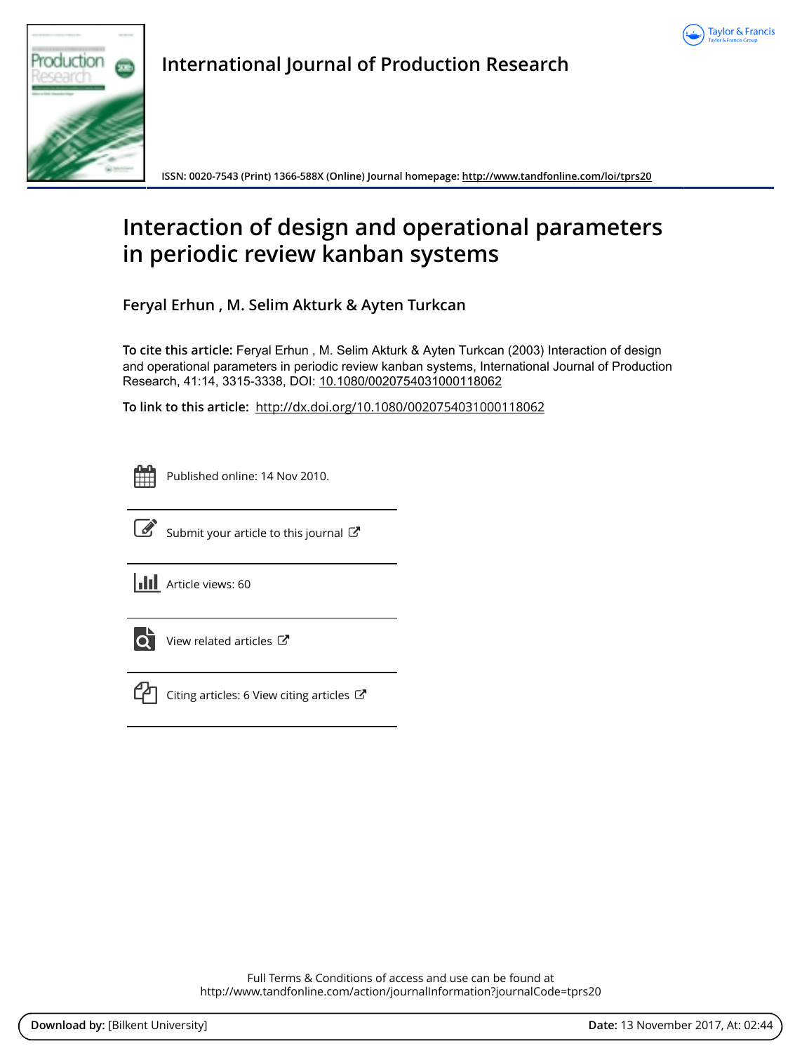International Journal of Production Research

ISSN: 0020-7543 (Print) 1366-588X (Online) Journal homepage: http://www.tandfonline.com/loi/tprs20

# Interaction of design and operational parameters in periodic review kanban systems

**Feryal Erhun , M. Selim Akturk & Ayten Turkcan**

**To cite this article:** Feryal Erhun , M. Selim Akturk & Ayten Turkcan (2003) Interaction of design and operational parameters in periodic review kanban systems, International Journal of Production Research, 41:14, 3315-3338, DOI: 10.1080/0020754031000118062

**To link to this article:** http://dx.doi.org/10.1080/0020754031000118062

Published online: 14 Nov 2010.

Submit your article to this journal

Article views: 60

View related articles

Citing articles: 6 View citing articles

Full Terms & Conditions of access and use can be found at
http://www.tandfonline.com/action/journalInformation?journalCode=tprs20

**Download by:** [Bilkent University] **Date:** 13 November 2017, At: 02:44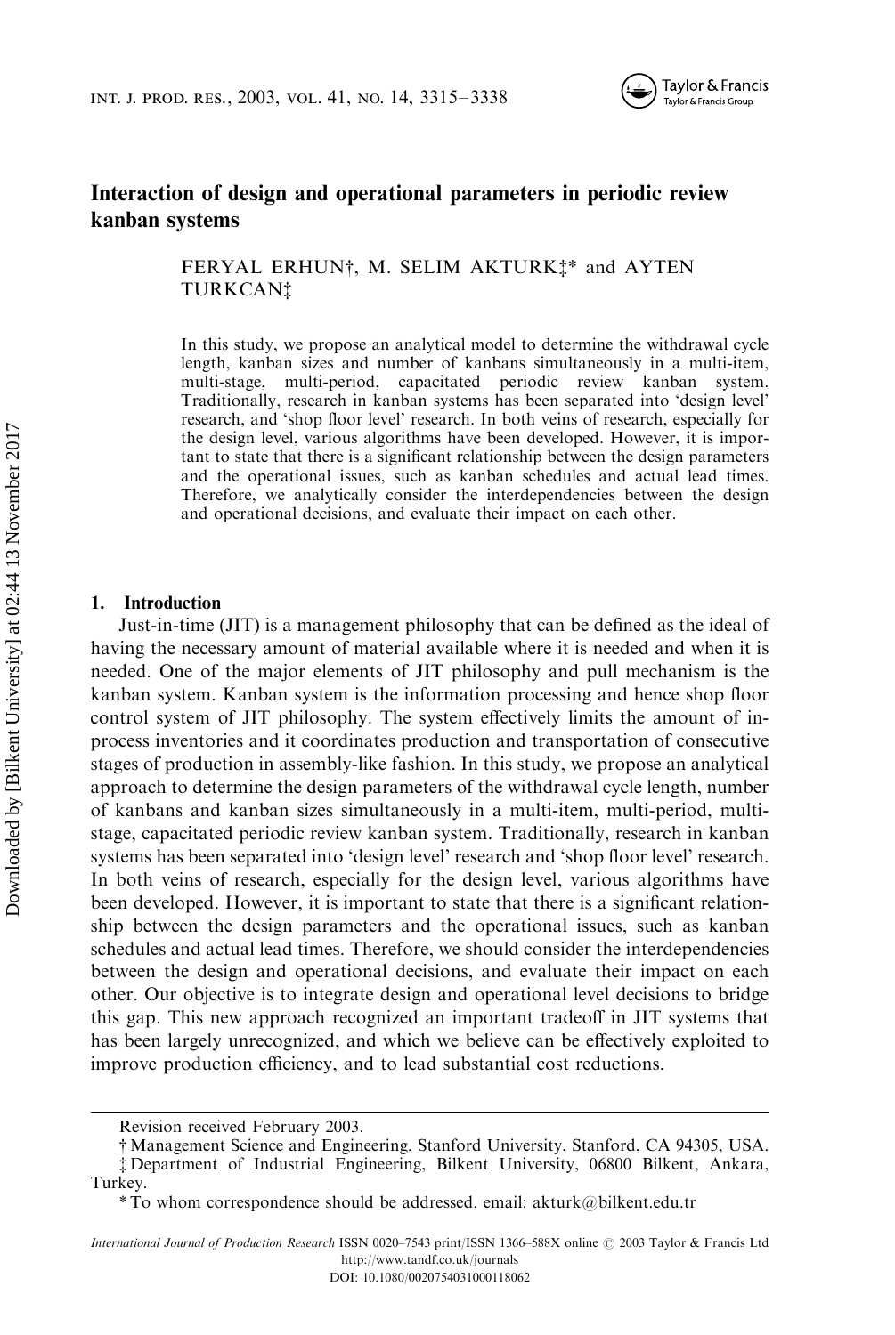# Interaction of design and operational parameters in periodic review kanban systems

FERYAL ERHUN†, M. SELIM AKTURK‡* and AYTEN TURKCAN‡

In this study, we propose an analytical model to determine the withdrawal cycle length, kanban sizes and number of kanbans simultaneously in a multi-item, multi-stage, multi-period, capacitated periodic review kanban system. Traditionally, research in kanban systems has been separated into 'design level' research, and 'shop floor level' research. In both veins of research, especially for the design level, various algorithms have been developed. However, it is important to state that there is a significant relationship between the design parameters and the operational issues, such as kanban schedules and actual lead times. Therefore, we analytically consider the interdependencies between the design and operational decisions, and evaluate their impact on each other.

## 1. Introduction

Just-in-time (JIT) is a management philosophy that can be defined as the ideal of having the necessary amount of material available where it is needed and when it is needed. One of the major elements of JIT philosophy and pull mechanism is the kanban system. Kanban system is the information processing and hence shop floor control system of JIT philosophy. The system effectively limits the amount of in-process inventories and it coordinates production and transportation of consecutive stages of production in assembly-like fashion. In this study, we propose an analytical approach to determine the design parameters of the withdrawal cycle length, number of kanbans and kanban sizes simultaneously in a multi-item, multi-period, multi-stage, capacitated periodic review kanban system. Traditionally, research in kanban systems has been separated into 'design level' research and 'shop floor level' research. In both veins of research, especially for the design level, various algorithms have been developed. However, it is important to state that there is a significant relationship between the design parameters and the operational issues, such as kanban schedules and actual lead times. Therefore, we should consider the interdependencies between the design and operational decisions, and evaluate their impact on each other. Our objective is to integrate design and operational level decisions to bridge this gap. This new approach recognized an important tradeoff in JIT systems that has been largely unrecognized, and which we believe can be effectively exploited to improve production efficiency, and to lead substantial cost reductions.

Revision received February 2003.

† Management Science and Engineering, Stanford University, Stanford, CA 94305, USA.

‡ Department of Industrial Engineering, Bilkent University, 06800 Bilkent, Ankara, Turkey.

\* To whom correspondence should be addressed. email: akturk@bilkent.edu.tr

International Journal of Production Research ISSN 0020–7543 print/ISSN 1366–588X online © 2003 Taylor & Francis Ltd
http://www.tandf.co.uk/journals
DOI: 10.1080/0020754031000118062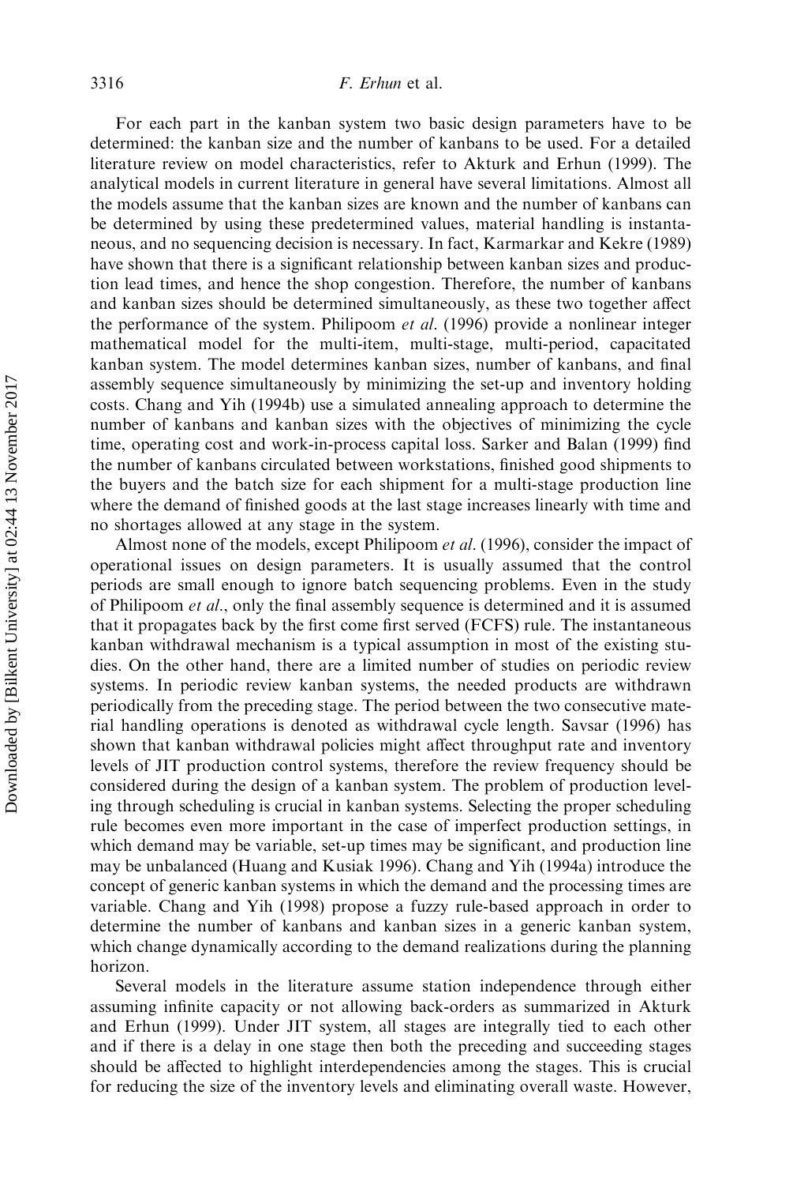For each part in the kanban system two basic design parameters have to be determined: the kanban size and the number of kanbans to be used. For a detailed literature review on model characteristics, refer to Akturk and Erhun (1999). The analytical models in current literature in general have several limitations. Almost all the models assume that the kanban sizes are known and the number of kanbans can be determined by using these predetermined values, material handling is instantaneous, and no sequencing decision is necessary. In fact, Karmarkar and Kekre (1989) have shown that there is a significant relationship between kanban sizes and production lead times, and hence the shop congestion. Therefore, the number of kanbans and kanban sizes should be determined simultaneously, as these two together affect the performance of the system. Philipoom *et al*. (1996) provide a nonlinear integer mathematical model for the multi-item, multi-stage, multi-period, capacitated kanban system. The model determines kanban sizes, number of kanbans, and final assembly sequence simultaneously by minimizing the set-up and inventory holding costs. Chang and Yih (1994b) use a simulated annealing approach to determine the number of kanbans and kanban sizes with the objectives of minimizing the cycle time, operating cost and work-in-process capital loss. Sarker and Balan (1999) find the number of kanbans circulated between workstations, finished good shipments to the buyers and the batch size for each shipment for a multi-stage production line where the demand of finished goods at the last stage increases linearly with time and no shortages allowed at any stage in the system.

Almost none of the models, except Philipoom *et al*. (1996), consider the impact of operational issues on design parameters. It is usually assumed that the control periods are small enough to ignore batch sequencing problems. Even in the study of Philipoom *et al*., only the final assembly sequence is determined and it is assumed that it propagates back by the first come first served (FCFS) rule. The instantaneous kanban withdrawal mechanism is a typical assumption in most of the existing studies. On the other hand, there are a limited number of studies on periodic review systems. In periodic review kanban systems, the needed products are withdrawn periodically from the preceding stage. The period between the two consecutive material handling operations is denoted as withdrawal cycle length. Savsar (1996) has shown that kanban withdrawal policies might affect throughput rate and inventory levels of JIT production control systems, therefore the review frequency should be considered during the design of a kanban system. The problem of production leveling through scheduling is crucial in kanban systems. Selecting the proper scheduling rule becomes even more important in the case of imperfect production settings, in which demand may be variable, set-up times may be significant, and production line may be unbalanced (Huang and Kusiak 1996). Chang and Yih (1994a) introduce the concept of generic kanban systems in which the demand and the processing times are variable. Chang and Yih (1998) propose a fuzzy rule-based approach in order to determine the number of kanbans and kanban sizes in a generic kanban system, which change dynamically according to the demand realizations during the planning horizon.

Several models in the literature assume station independence through either assuming infinite capacity or not allowing back-orders as summarized in Akturk and Erhun (1999). Under JIT system, all stages are integrally tied to each other and if there is a delay in one stage then both the preceding and succeeding stages should be affected to highlight interdependencies among the stages. This is crucial for reducing the size of the inventory levels and eliminating overall waste. However,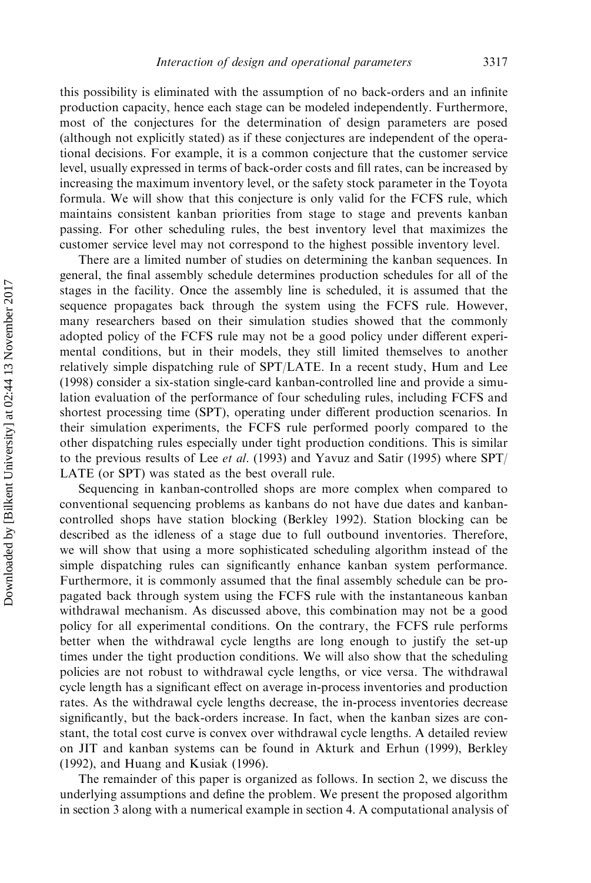this possibility is eliminated with the assumption of no back-orders and an infinite production capacity, hence each stage can be modeled independently. Furthermore, most of the conjectures for the determination of design parameters are posed (although not explicitly stated) as if these conjectures are independent of the operational decisions. For example, it is a common conjecture that the customer service level, usually expressed in terms of back-order costs and fill rates, can be increased by increasing the maximum inventory level, or the safety stock parameter in the Toyota formula. We will show that this conjecture is only valid for the FCFS rule, which maintains consistent kanban priorities from stage to stage and prevents kanban passing. For other scheduling rules, the best inventory level that maximizes the customer service level may not correspond to the highest possible inventory level.

There are a limited number of studies on determining the kanban sequences. In general, the final assembly schedule determines production schedules for all of the stages in the facility. Once the assembly line is scheduled, it is assumed that the sequence propagates back through the system using the FCFS rule. However, many researchers based on their simulation studies showed that the commonly adopted policy of the FCFS rule may not be a good policy under different experimental conditions, but in their models, they still limited themselves to another relatively simple dispatching rule of SPT/LATE. In a recent study, Hum and Lee (1998) consider a six-station single-card kanban-controlled line and provide a simulation evaluation of the performance of four scheduling rules, including FCFS and shortest processing time (SPT), operating under different production scenarios. In their simulation experiments, the FCFS rule performed poorly compared to the other dispatching rules especially under tight production conditions. This is similar to the previous results of Lee *et al*. (1993) and Yavuz and Satir (1995) where SPT/LATE (or SPT) was stated as the best overall rule.

Sequencing in kanban-controlled shops are more complex when compared to conventional sequencing problems as kanbans do not have due dates and kanban-controlled shops have station blocking (Berkley 1992). Station blocking can be described as the idleness of a stage due to full outbound inventories. Therefore, we will show that using a more sophisticated scheduling algorithm instead of the simple dispatching rules can significantly enhance kanban system performance. Furthermore, it is commonly assumed that the final assembly schedule can be propagated back through system using the FCFS rule with the instantaneous kanban withdrawal mechanism. As discussed above, this combination may not be a good policy for all experimental conditions. On the contrary, the FCFS rule performs better when the withdrawal cycle lengths are long enough to justify the set-up times under the tight production conditions. We will also show that the scheduling policies are not robust to withdrawal cycle lengths, or vice versa. The withdrawal cycle length has a significant effect on average in-process inventories and production rates. As the withdrawal cycle lengths decrease, the in-process inventories decrease significantly, but the back-orders increase. In fact, when the kanban sizes are constant, the total cost curve is convex over withdrawal cycle lengths. A detailed review on JIT and kanban systems can be found in Akturk and Erhun (1999), Berkley (1992), and Huang and Kusiak (1996).

The remainder of this paper is organized as follows. In section 2, we discuss the underlying assumptions and define the problem. We present the proposed algorithm in section 3 along with a numerical example in section 4. A computational analysis of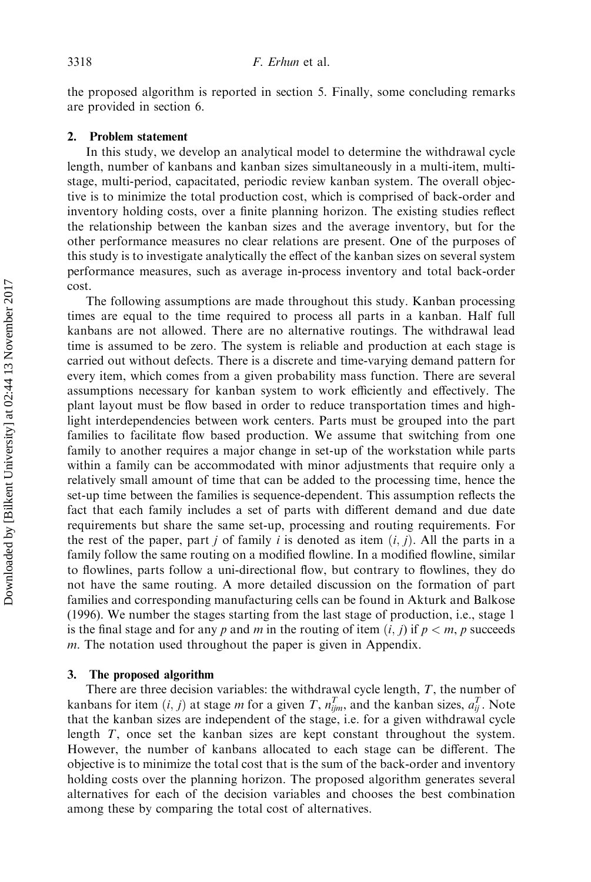the proposed algorithm is reported in section 5. Finally, some concluding remarks are provided in section 6.

## 2. Problem statement

In this study, we develop an analytical model to determine the withdrawal cycle length, number of kanbans and kanban sizes simultaneously in a multi-item, multi-stage, multi-period, capacitated, periodic review kanban system. The overall objective is to minimize the total production cost, which is comprised of back-order and inventory holding costs, over a finite planning horizon. The existing studies reflect the relationship between the kanban sizes and the average inventory, but for the other performance measures no clear relations are present. One of the purposes of this study is to investigate analytically the effect of the kanban sizes on several system performance measures, such as average in-process inventory and total back-order cost.

The following assumptions are made throughout this study. Kanban processing times are equal to the time required to process all parts in a kanban. Half full kanbans are not allowed. There are no alternative routings. The withdrawal lead time is assumed to be zero. The system is reliable and production at each stage is carried out without defects. There is a discrete and time-varying demand pattern for every item, which comes from a given probability mass function. There are several assumptions necessary for kanban system to work efficiently and effectively. The plant layout must be flow based in order to reduce transportation times and highlight interdependencies between work centers. Parts must be grouped into the part families to facilitate flow based production. We assume that switching from one family to another requires a major change in set-up of the workstation while parts within a family can be accommodated with minor adjustments that require only a relatively small amount of time that can be added to the processing time, hence the set-up time between the families is sequence-dependent. This assumption reflects the fact that each family includes a set of parts with different demand and due date requirements but share the same set-up, processing and routing requirements. For the rest of the paper, part $j$ of family $i$ is denoted as item $(i, j)$. All the parts in a family follow the same routing on a modified flowline. In a modified flowline, similar to flowlines, parts follow a uni-directional flow, but contrary to flowlines, they do not have the same routing. A more detailed discussion on the formation of part families and corresponding manufacturing cells can be found in Akturk and Balkose (1996). We number the stages starting from the last stage of production, i.e., stage 1 is the final stage and for any $p$ and $m$ in the routing of item $(i, j)$ if $p < m$, $p$ succeeds $m$. The notation used throughout the paper is given in Appendix.

## 3. The proposed algorithm

There are three decision variables: the withdrawal cycle length, $T$, the number of kanbans for item $(i, j)$ at stage $m$ for a given $T$, $n_{ijm}^{T}$, and the kanban sizes, $a_{ij}^{T}$. Note that the kanban sizes are independent of the stage, i.e. for a given withdrawal cycle length $T$, once set the kanban sizes are kept constant throughout the system. However, the number of kanbans allocated to each stage can be different. The objective is to minimize the total cost that is the sum of the back-order and inventory holding costs over the planning horizon. The proposed algorithm generates several alternatives for each of the decision variables and chooses the best combination among these by comparing the total cost of alternatives.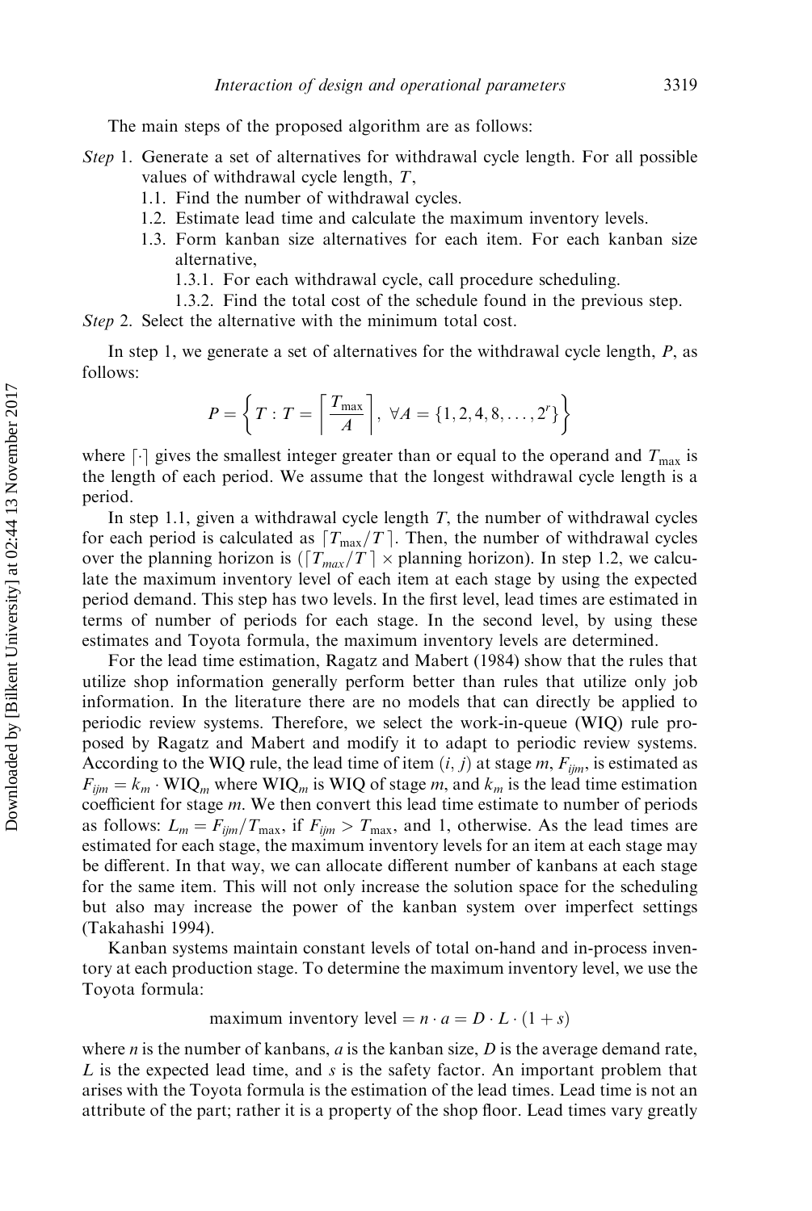The main steps of the proposed algorithm are as follows:

*Step* 1. Generate a set of alternatives for withdrawal cycle length. For all possible values of withdrawal cycle length, $T$,

- 1.1. Find the number of withdrawal cycles.
- 1.2. Estimate lead time and calculate the maximum inventory levels.
- 1.3. Form kanban size alternatives for each item. For each kanban size alternative,
  - 1.3.1. For each withdrawal cycle, call procedure scheduling.
  - 1.3.2. Find the total cost of the schedule found in the previous step.

*Step* 2. Select the alternative with the minimum total cost.

In step 1, we generate a set of alternatives for the withdrawal cycle length, $P$, as follows:

$$P = \left\{ T : T = \left\lceil \frac{T_{\max}}{A} \right\rceil, \ \forall A = \{1, 2, 4, 8, \ldots, 2^r\} \right\}$$

where $\lceil \cdot \rceil$ gives the smallest integer greater than or equal to the operand and $T_{\max}$ is the length of each period. We assume that the longest withdrawal cycle length is a period.

In step 1.1, given a withdrawal cycle length $T$, the number of withdrawal cycles for each period is calculated as $\lceil T_{\max}/T \rceil$. Then, the number of withdrawal cycles over the planning horizon is ($\lceil T_{max}/T \rceil \times$ planning horizon). In step 1.2, we calculate the maximum inventory level of each item at each stage by using the expected period demand. This step has two levels. In the first level, lead times are estimated in terms of number of periods for each stage. In the second level, by using these estimates and Toyota formula, the maximum inventory levels are determined.

For the lead time estimation, Ragatz and Mabert (1984) show that the rules that utilize shop information generally perform better than rules that utilize only job information. In the literature there are no models that can directly be applied to periodic review systems. Therefore, we select the work-in-queue (WIQ) rule proposed by Ragatz and Mabert and modify it to adapt to periodic review systems. According to the WIQ rule, the lead time of item $(i, j)$ at stage $m$, $F_{ijm}$, is estimated as $F_{ijm} = k_m \cdot \mathrm{WIQ}_m$ where $\mathrm{WIQ}_m$ is WIQ of stage $m$, and $k_m$ is the lead time estimation coefficient for stage $m$. We then convert this lead time estimate to number of periods as follows: $L_m = F_{ijm}/T_{\max}$, if $F_{ijm} > T_{\max}$, and 1, otherwise. As the lead times are estimated for each stage, the maximum inventory levels for an item at each stage may be different. In that way, we can allocate different number of kanbans at each stage for the same item. This will not only increase the solution space for the scheduling but also may increase the power of the kanban system over imperfect settings (Takahashi 1994).

Kanban systems maintain constant levels of total on-hand and in-process inventory at each production stage. To determine the maximum inventory level, we use the Toyota formula:

$$\text{maximum inventory level} = n \cdot a = D \cdot L \cdot (1 + s)$$

where $n$ is the number of kanbans, $a$ is the kanban size, $D$ is the average demand rate, $L$ is the expected lead time, and $s$ is the safety factor. An important problem that arises with the Toyota formula is the estimation of the lead times. Lead time is not an attribute of the part; rather it is a property of the shop floor. Lead times vary greatly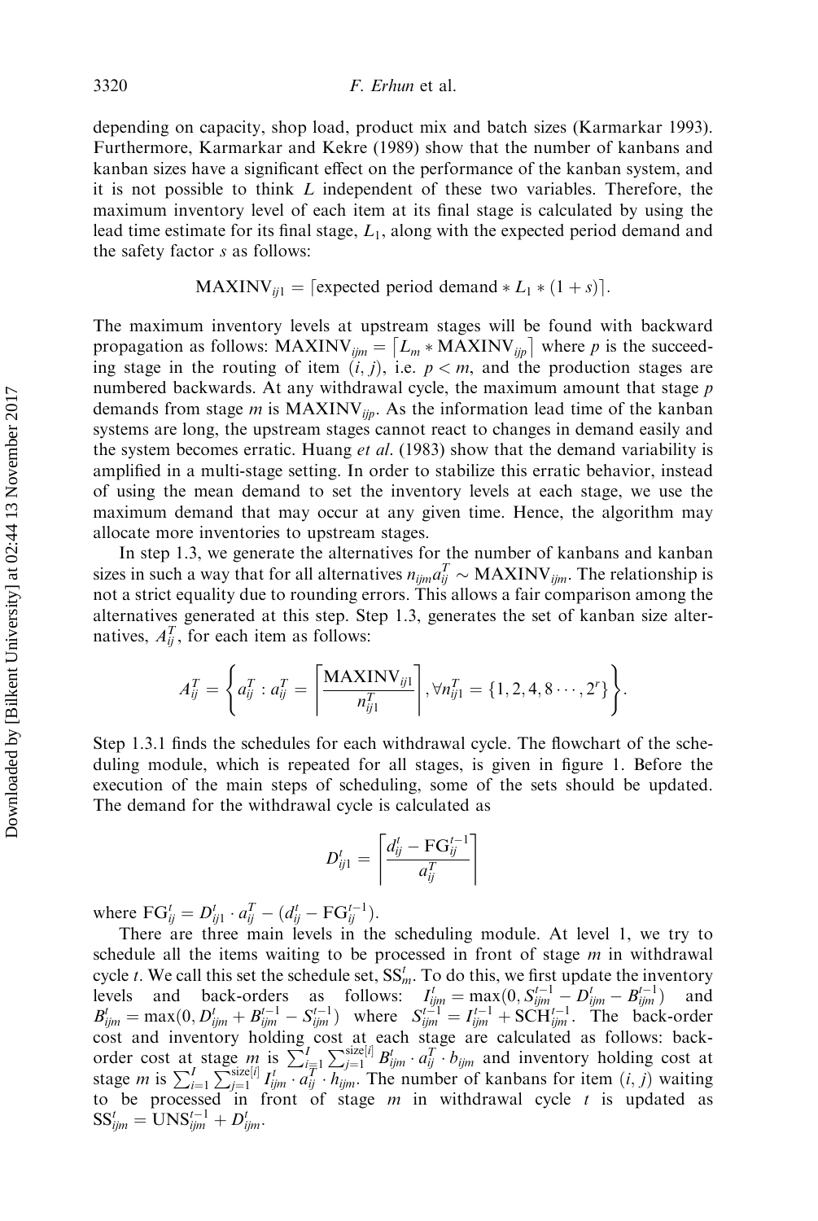depending on capacity, shop load, product mix and batch sizes (Karmarkar 1993). Furthermore, Karmarkar and Kekre (1989) show that the number of kanbans and kanban sizes have a significant effect on the performance of the kanban system, and it is not possible to think $L$ independent of these two variables. Therefore, the maximum inventory level of each item at its final stage is calculated by using the lead time estimate for its final stage, $L_1$, along with the expected period demand and the safety factor $s$ as follows:

$$\text{MAXINV}_{ij1} = \lceil \text{expected period demand} * L_1 * (1 + s) \rceil.$$

The maximum inventory levels at upstream stages will be found with backward propagation as follows: $\text{MAXINV}_{ijm} = \lceil L_m * \text{MAXINV}_{ijp} \rceil$ where $p$ is the succeeding stage in the routing of item $(i, j)$, i.e. $p < m$, and the production stages are numbered backwards. At any withdrawal cycle, the maximum amount that stage $p$ demands from stage $m$ is $\text{MAXINV}_{ijp}$. As the information lead time of the kanban systems are long, the upstream stages cannot react to changes in demand easily and the system becomes erratic. Huang *et al.* (1983) show that the demand variability is amplified in a multi-stage setting. In order to stabilize this erratic behavior, instead of using the mean demand to set the inventory levels at each stage, we use the maximum demand that may occur at any given time. Hence, the algorithm may allocate more inventories to upstream stages.

In step 1.3, we generate the alternatives for the number of kanbans and kanban sizes in such a way that for all alternatives $n_{ijm} a_{ij}^T \sim \text{MAXINV}_{ijm}$. The relationship is not a strict equality due to rounding errors. This allows a fair comparison among the alternatives generated at this step. Step 1.3, generates the set of kanban size alternatives, $A_{ij}^T$, for each item as follows:

$$A_{ij}^T = \left\{ a_{ij}^T : a_{ij}^T = \left\lceil \frac{\text{MAXINV}_{ij1}}{n_{ij1}^T} \right\rceil, \forall n_{ij1}^T = \{1, 2, 4, 8 \cdots, 2^r\} \right\}.$$

Step 1.3.1 finds the schedules for each withdrawal cycle. The flowchart of the scheduling module, which is repeated for all stages, is given in figure 1. Before the execution of the main steps of scheduling, some of the sets should be updated. The demand for the withdrawal cycle is calculated as

$$D_{ij1}^t = \left\lceil \frac{d_{ij}^t - \text{FG}_{ij}^{t-1}}{a_{ij}^T} \right\rceil$$

where $\text{FG}_{ij}^t = D_{ij1}^t \cdot a_{ij}^T - (d_{ij}^t - \text{FG}_{ij}^{t-1})$.

There are three main levels in the scheduling module. At level 1, we try to schedule all the items waiting to be processed in front of stage $m$ in withdrawal cycle $t$. We call this set the schedule set, $\text{SS}_m^t$. To do this, we first update the inventory levels and back-orders as follows: $I_{ijm}^t = \max(0, S_{ijm}^{t-1} - D_{ijm}^t - B_{ijm}^{t-1})$ and $B_{ijm}^t = \max(0, D_{ijm}^t + B_{ijm}^{t-1} - S_{ijm}^{t-1})$ where $S_{ijm}^{t-1} = I_{ijm}^{t-1} + \text{SCH}_{ijm}^{t-1}$. The back-order cost and inventory holding cost at each stage are calculated as follows: back-order cost at stage $m$ is $\sum_{i=1}^{I} \sum_{j=1}^{\text{size}[i]} B_{ijm}^t \cdot a_{ij}^T \cdot b_{ijm}$ and inventory holding cost at stage $m$ is $\sum_{i=1}^{I} \sum_{j=1}^{\text{size}[i]} I_{ijm}^t \cdot a_{ij}^T \cdot h_{ijm}$. The number of kanbans for item $(i, j)$ waiting to be processed in front of stage $m$ in withdrawal cycle $t$ is updated as $\text{SS}_{ijm}^t = \text{UNS}_{ijm}^{t-1} + D_{ijm}^t$.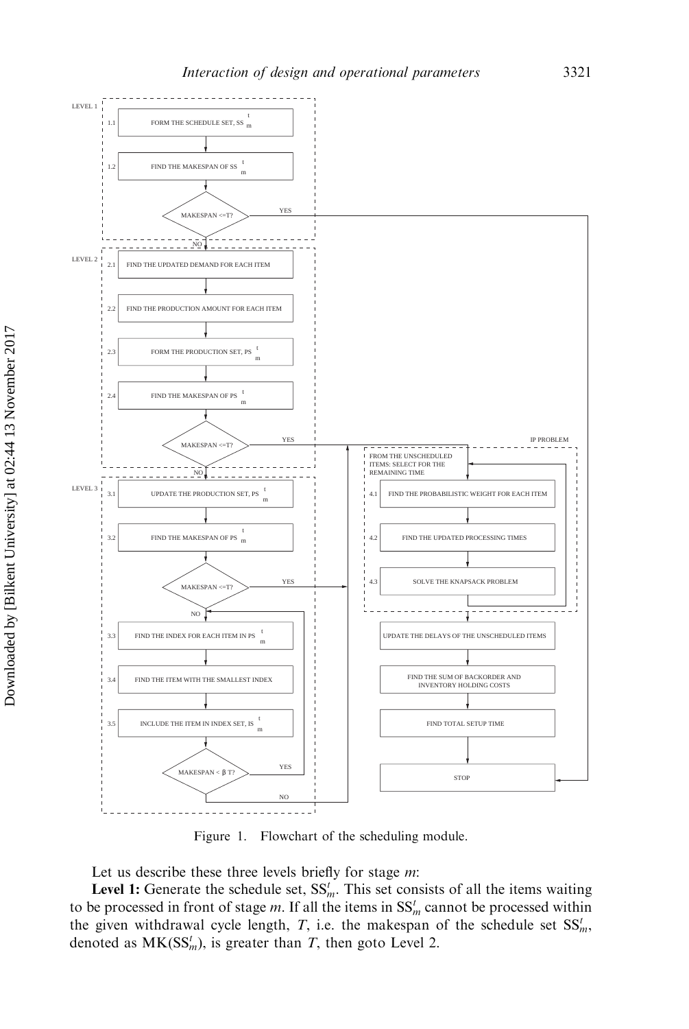LEVEL 1

- 1.1 FORM THE SCHEDULE SET, $SS_m^t$
- 1.2 FIND THE MAKESPAN OF $SS_m^t$
- MAKESPAN <=T? (YES → STOP; NO → LEVEL 2)

LEVEL 2

- 2.1 FIND THE UPDATED DEMAND FOR EACH ITEM
- 2.2 FIND THE PRODUCTION AMOUNT FOR EACH ITEM
- 2.3 FORM THE PRODUCTION SET, $PS_m^t$
- 2.4 FIND THE MAKESPAN OF $PS_m^t$
- MAKESPAN <=T? (YES → IP PROBLEM; NO → LEVEL 3)

LEVEL 3

- 3.1 UPDATE THE PRODUCTION SET, $PS_m^t$
- 3.2 FIND THE MAKESPAN OF $PS_m^t$
- MAKESPAN <=T? (YES → IP PROBLEM; NO → 3.3)
- 3.3 FIND THE INDEX FOR EACH ITEM IN $PS_m^t$
- 3.4 FIND THE ITEM WITH THE SMALLEST INDEX
- 3.5 INCLUDE THE ITEM IN INDEX SET, $IS_m^t$
- MAKESPAN < $\beta$ T? (YES → 3.3; NO → IP PROBLEM)

IP PROBLEM

FROM THE UNSCHEDULED ITEMS: SELECT FOR THE REMAINING TIME

- 4.1 FIND THE PROBABILISTIC WEIGHT FOR EACH ITEM
- 4.2 FIND THE UPDATED PROCESSING TIMES
- 4.3 SOLVE THE KNAPSACK PROBLEM
- UPDATE THE DELAYS OF THE UNSCHEDULED ITEMS
- FIND THE SUM OF BACKORDER AND INVENTORY HOLDING COSTS
- FIND TOTAL SETUP TIME
- STOP

Figure 1. Flowchart of the scheduling module.

Let us describe these three levels briefly for stage $m$:

**Level 1:** Generate the schedule set, $SS_m^t$. This set consists of all the items waiting to be processed in front of stage $m$. If all the items in $SS_m^t$ cannot be processed within the given withdrawal cycle length, $T$, i.e. the makespan of the schedule set $SS_m^t$, denoted as $MK(SS_m^t)$, is greater than $T$, then goto Level 2.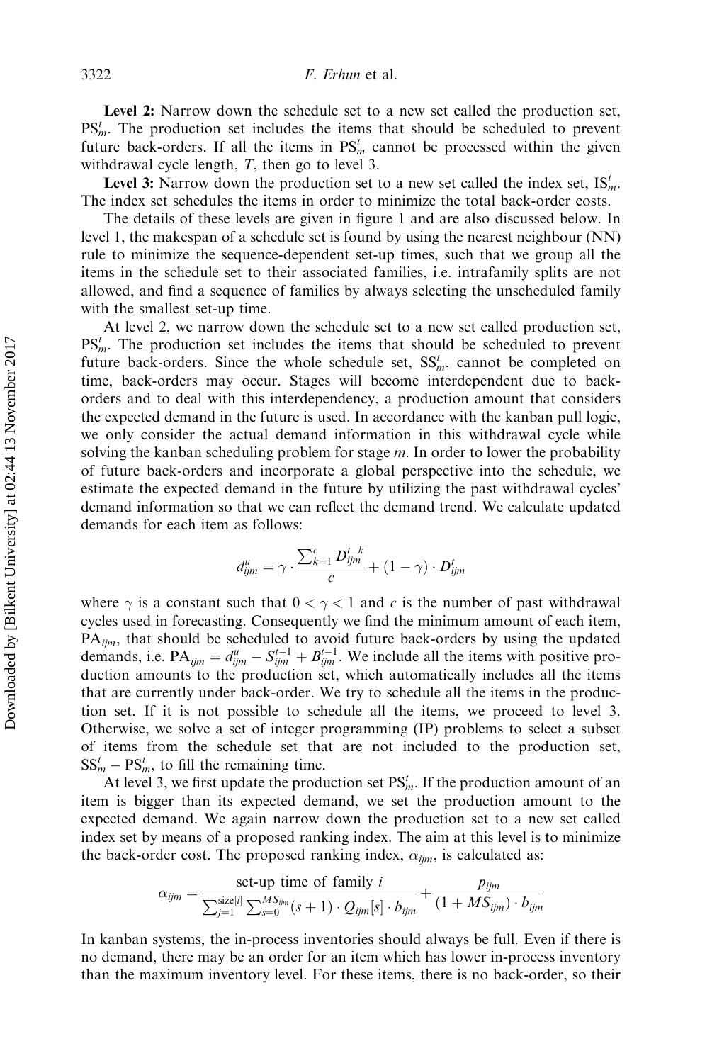**Level 2:** Narrow down the schedule set to a new set called the production set, $\mathrm{PS}_m^t$. The production set includes the items that should be scheduled to prevent future back-orders. If all the items in $\mathrm{PS}_m^t$ cannot be processed within the given withdrawal cycle length, $T$, then go to level 3.

**Level 3:** Narrow down the production set to a new set called the index set, $\mathrm{IS}_m^t$. The index set schedules the items in order to minimize the total back-order costs.

The details of these levels are given in figure 1 and are also discussed below. In level 1, the makespan of a schedule set is found by using the nearest neighbour (NN) rule to minimize the sequence-dependent set-up times, such that we group all the items in the schedule set to their associated families, i.e. intrafamily splits are not allowed, and find a sequence of families by always selecting the unscheduled family with the smallest set-up time.

At level 2, we narrow down the schedule set to a new set called production set, $\mathrm{PS}_m^t$. The production set includes the items that should be scheduled to prevent future back-orders. Since the whole schedule set, $\mathrm{SS}_m^t$, cannot be completed on time, back-orders may occur. Stages will become interdependent due to back-orders and to deal with this interdependency, a production amount that considers the expected demand in the future is used. In accordance with the kanban pull logic, we only consider the actual demand information in this withdrawal cycle while solving the kanban scheduling problem for stage $m$. In order to lower the probability of future back-orders and incorporate a global perspective into the schedule, we estimate the expected demand in the future by utilizing the past withdrawal cycles' demand information so that we can reflect the demand trend. We calculate updated demands for each item as follows:

$$d_{ijm}^u = \gamma \cdot \frac{\sum_{k=1}^{c} D_{ijm}^{t-k}}{c} + (1-\gamma) \cdot D_{ijm}^t$$

where $\gamma$ is a constant such that $0 < \gamma < 1$ and $c$ is the number of past withdrawal cycles used in forecasting. Consequently we find the minimum amount of each item, $\mathrm{PA}_{ijm}$, that should be scheduled to avoid future back-orders by using the updated demands, i.e. $\mathrm{PA}_{ijm} = d_{ijm}^u - S_{ijm}^{t-1} + B_{ijm}^{t-1}$. We include all the items with positive production amounts to the production set, which automatically includes all the items that are currently under back-order. We try to schedule all the items in the production set. If it is not possible to schedule all the items, we proceed to level 3. Otherwise, we solve a set of integer programming (IP) problems to select a subset of items from the schedule set that are not included to the production set, $\mathrm{SS}_m^t - \mathrm{PS}_m^t$, to fill the remaining time.

At level 3, we first update the production set $\mathrm{PS}_m^t$. If the production amount of an item is bigger than its expected demand, we set the production amount to the expected demand. We again narrow down the production set to a new set called index set by means of a proposed ranking index. The aim at this level is to minimize the back-order cost. The proposed ranking index, $\alpha_{ijm}$, is calculated as:

$$\alpha_{ijm} = \frac{\text{set-up time of family } i}{\sum_{j=1}^{\mathrm{size}[i]} \sum_{s=0}^{MS_{ijm}} (s+1) \cdot Q_{ijm}[s] \cdot b_{ijm}} + \frac{p_{ijm}}{(1 + MS_{ijm}) \cdot b_{ijm}}$$

In kanban systems, the in-process inventories should always be full. Even if there is no demand, there may be an order for an item which has lower in-process inventory than the maximum inventory level. For these items, there is no back-order, so their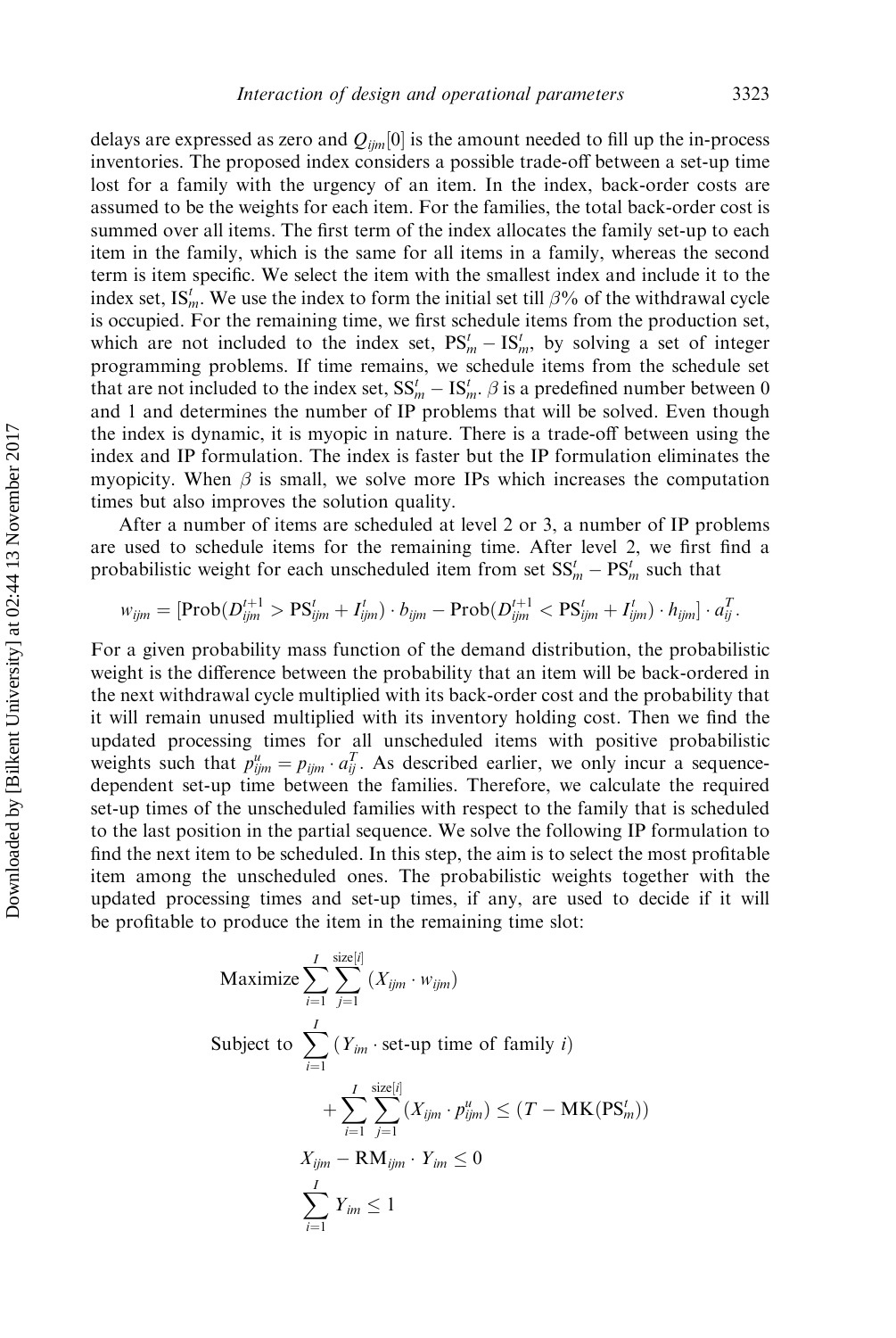delays are expressed as zero and $Q_{ijm}[0]$ is the amount needed to fill up the in-process inventories. The proposed index considers a possible trade-off between a set-up time lost for a family with the urgency of an item. In the index, back-order costs are assumed to be the weights for each item. For the families, the total back-order cost is summed over all items. The first term of the index allocates the family set-up to each item in the family, which is the same for all items in a family, whereas the second term is item specific. We select the item with the smallest index and include it to the index set, $\mathrm{IS}_m^t$. We use the index to form the initial set till $\beta$% of the withdrawal cycle is occupied. For the remaining time, we first schedule items from the production set, which are not included to the index set, $\mathrm{PS}_m^t - \mathrm{IS}_m^t$, by solving a set of integer programming problems. If time remains, we schedule items from the schedule set that are not included to the index set, $\mathrm{SS}_m^t - \mathrm{IS}_m^t$. $\beta$ is a predefined number between 0 and 1 and determines the number of IP problems that will be solved. Even though the index is dynamic, it is myopic in nature. There is a trade-off between using the index and IP formulation. The index is faster but the IP formulation eliminates the myopicity. When $\beta$ is small, we solve more IPs which increases the computation times but also improves the solution quality.

After a number of items are scheduled at level 2 or 3, a number of IP problems are used to schedule items for the remaining time. After level 2, we first find a probabilistic weight for each unscheduled item from set $\mathrm{SS}_m^t - \mathrm{PS}_m^t$ such that

$$w_{ijm} = [\mathrm{Prob}(D_{ijm}^{t+1} > \mathrm{PS}_{ijm}^t + I_{ijm}^t) \cdot b_{ijm} - \mathrm{Prob}(D_{ijm}^{t+1} < \mathrm{PS}_{ijm}^t + I_{ijm}^t) \cdot h_{ijm}] \cdot a_{ij}^T.$$

For a given probability mass function of the demand distribution, the probabilistic weight is the difference between the probability that an item will be back-ordered in the next withdrawal cycle multiplied with its back-order cost and the probability that it will remain unused multiplied with its inventory holding cost. Then we find the updated processing times for all unscheduled items with positive probabilistic weights such that $p_{ijm}^u = p_{ijm} \cdot a_{ij}^T$. As described earlier, we only incur a sequence-dependent set-up time between the families. Therefore, we calculate the required set-up times of the unscheduled families with respect to the family that is scheduled to the last position in the partial sequence. We solve the following IP formulation to find the next item to be scheduled. In this step, the aim is to select the most profitable item among the unscheduled ones. The probabilistic weights together with the updated processing times and set-up times, if any, are used to decide if it will be profitable to produce the item in the remaining time slot:

$$\text{Maximize} \sum_{i=1}^{I} \sum_{j=1}^{\mathrm{size}[i]} (X_{ijm} \cdot w_{ijm})$$

$$\text{Subject to } \sum_{i=1}^{I} (Y_{im} \cdot \text{set-up time of family } i) + \sum_{i=1}^{I} \sum_{j=1}^{\mathrm{size}[i]} (X_{ijm} \cdot p_{ijm}^u) \leq (T - \mathrm{MK}(\mathrm{PS}_m^t))$$

$$X_{ijm} - \mathrm{RM}_{ijm} \cdot Y_{im} \leq 0$$

$$\sum_{i=1}^{I} Y_{im} \leq 1$$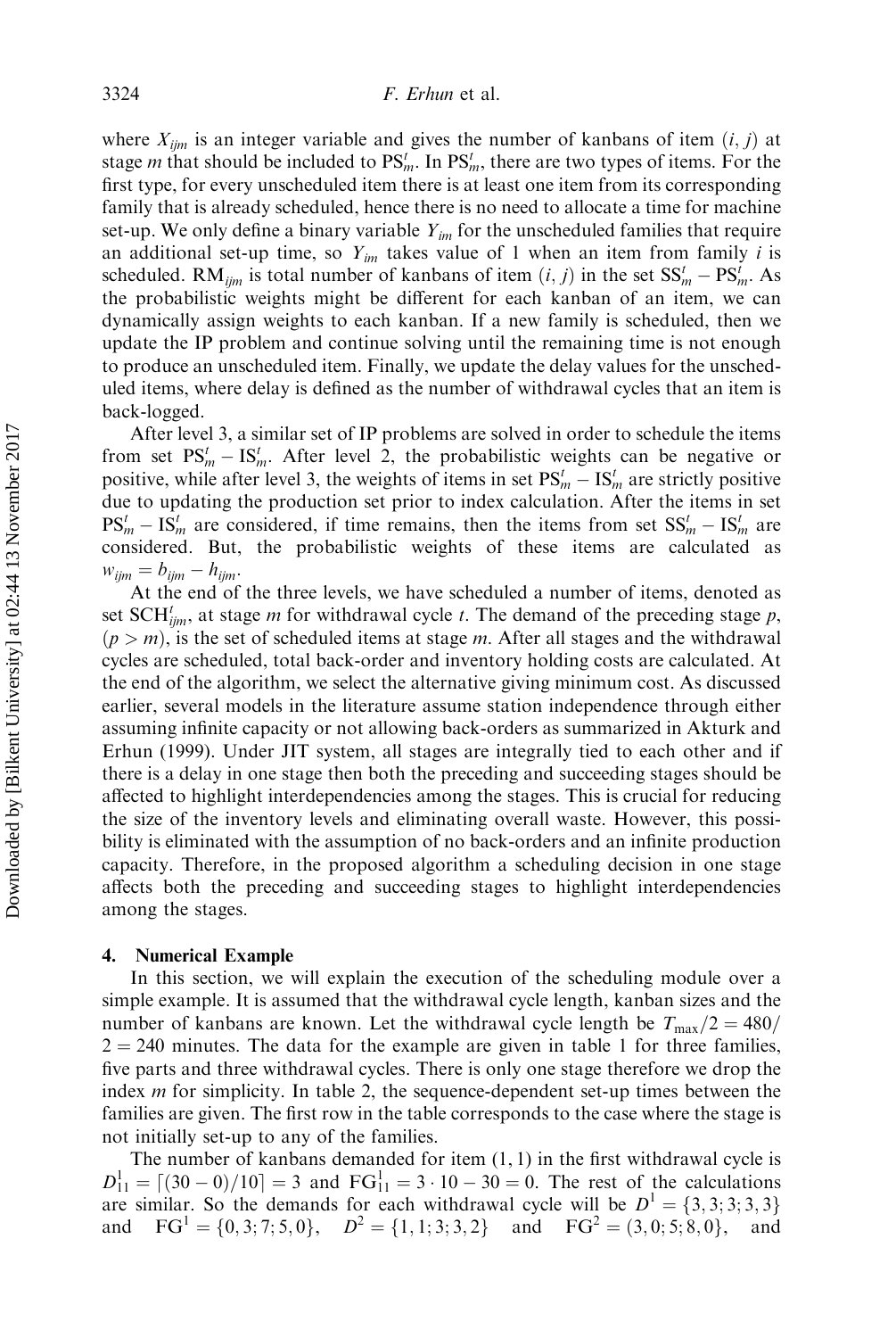where $X_{ijm}$ is an integer variable and gives the number of kanbans of item $(i, j)$ at stage $m$ that should be included to $\text{PS}_m^t$. In $\text{PS}_m^t$, there are two types of items. For the first type, for every unscheduled item there is at least one item from its corresponding family that is already scheduled, hence there is no need to allocate a time for machine set-up. We only define a binary variable $Y_{im}$ for the unscheduled families that require an additional set-up time, so $Y_{im}$ takes value of 1 when an item from family $i$ is scheduled. $\text{RM}_{ijm}$ is total number of kanbans of item $(i, j)$ in the set $\text{SS}_m^t - \text{PS}_m^t$. As the probabilistic weights might be different for each kanban of an item, we can dynamically assign weights to each kanban. If a new family is scheduled, then we update the IP problem and continue solving until the remaining time is not enough to produce an unscheduled item. Finally, we update the delay values for the unscheduled items, where delay is defined as the number of withdrawal cycles that an item is back-logged.

After level 3, a similar set of IP problems are solved in order to schedule the items from set $\text{PS}_m^t - \text{IS}_m^t$. After level 2, the probabilistic weights can be negative or positive, while after level 3, the weights of items in set $\text{PS}_m^t - \text{IS}_m^t$ are strictly positive due to updating the production set prior to index calculation. After the items in set $\text{PS}_m^t - \text{IS}_m^t$ are considered, if time remains, then the items from set $\text{SS}_m^t - \text{IS}_m^t$ are considered. But, the probabilistic weights of these items are calculated as $w_{ijm} = b_{ijm} - h_{ijm}$.

At the end of the three levels, we have scheduled a number of items, denoted as set $\text{SCH}_{ijm}^t$, at stage $m$ for withdrawal cycle $t$. The demand of the preceding stage $p$, $(p > m)$, is the set of scheduled items at stage $m$. After all stages and the withdrawal cycles are scheduled, total back-order and inventory holding costs are calculated. At the end of the algorithm, we select the alternative giving minimum cost. As discussed earlier, several models in the literature assume station independence through either assuming infinite capacity or not allowing back-orders as summarized in Akturk and Erhun (1999). Under JIT system, all stages are integrally tied to each other and if there is a delay in one stage then both the preceding and succeeding stages should be affected to highlight interdependencies among the stages. This is crucial for reducing the size of the inventory levels and eliminating overall waste. However, this possibility is eliminated with the assumption of no back-orders and an infinite production capacity. Therefore, in the proposed algorithm a scheduling decision in one stage affects both the preceding and succeeding stages to highlight interdependencies among the stages.

## 4. Numerical Example

In this section, we will explain the execution of the scheduling module over a simple example. It is assumed that the withdrawal cycle length, kanban sizes and the number of kanbans are known. Let the withdrawal cycle length be $T_{\max}/2 = 480/2 = 240$ minutes. The data for the example are given in table 1 for three families, five parts and three withdrawal cycles. There is only one stage therefore we drop the index $m$ for simplicity. In table 2, the sequence-dependent set-up times between the families are given. The first row in the table corresponds to the case where the stage is not initially set-up to any of the families.

The number of kanbans demanded for item $(1, 1)$ in the first withdrawal cycle is $D_{11}^1 = \lceil (30 - 0)/10 \rceil = 3$ and $\text{FG}_{11}^1 = 3 \cdot 10 - 30 = 0$. The rest of the calculations are similar. So the demands for each withdrawal cycle will be $D^1 = \{3, 3; 3; 3, 3\}$ and $\text{FG}^1 = \{0, 3; 7; 5, 0\}$, $D^2 = \{1, 1; 3; 3, 2\}$ and $\text{FG}^2 = (3, 0; 5; 8, 0)$, and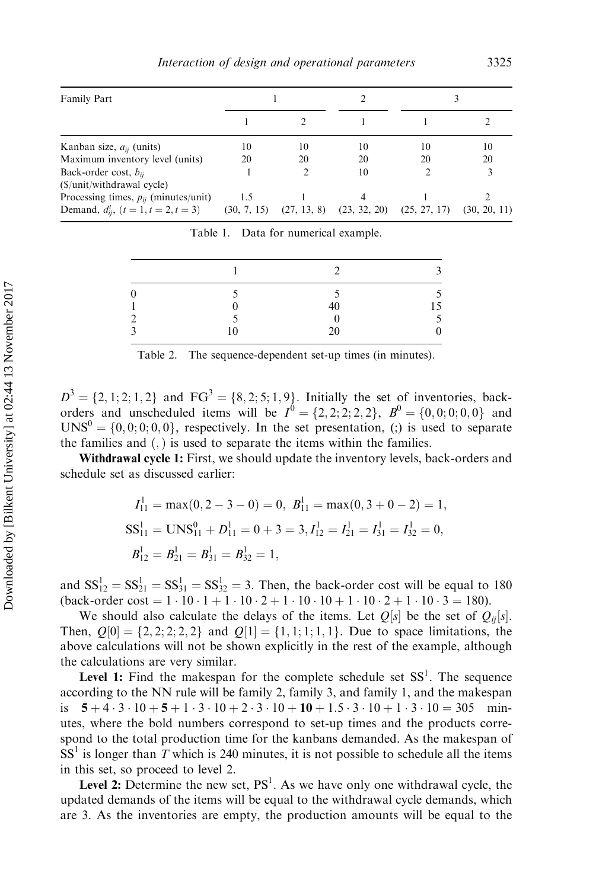| Family Part | 1 | | 2 | 3 | |
|---|---|---|---|---|---|
| | 1 | 2 | 1 | 1 | 2 |
| Kanban size, $a_{ij}$ (units) | 10 | 10 | 10 | 10 | 10 |
| Maximum inventory level (units) | 20 | 20 | 20 | 20 | 20 |
| Back-order cost, $b_{ij}$ ($/unit/withdrawal cycle) | 1 | 2 | 10 | 2 | 3 |
| Processing times, $p_{ij}$ (minutes/unit) | 1.5 | 1 | 4 | 1 | 2 |
| Demand, $d_{ij}^t$, ($t=1, t=2, t=3$) | (30, 7, 15) | (27, 13, 8) | (23, 32, 20) | (25, 27, 17) | (30, 20, 11) |

Table 1. Data for numerical example.

| | 1 | 2 | 3 |
|---|---|---|---|
| 0 | 5 | 5 | 5 |
| 1 | 0 | 40 | 15 |
| 2 | 5 | 0 | 5 |
| 3 | 10 | 20 | 0 |

Table 2. The sequence-dependent set-up times (in minutes).

$D^3 = \{2, 1; 2; 1, 2\}$ and $\mathrm{FG}^3 = \{8, 2; 5; 1, 9\}$. Initially the set of inventories, back-orders and unscheduled items will be $I^0 = \{2, 2; 2; 2, 2\}$, $B^0 = \{0, 0; 0; 0, 0\}$ and $\mathrm{UNS}^0 = \{0, 0; 0; 0, 0\}$, respectively. In the set presentation, (;) is used to separate the families and (, ) is used to separate the items within the families.

**Withdrawal cycle 1:** First, we should update the inventory levels, back-orders and schedule set as discussed earlier:

$$I_{11}^1 = \max(0, 2-3-0) = 0,\ B_{11}^1 = \max(0, 3+0-2) = 1,$$

$$\mathrm{SS}_{11}^1 = \mathrm{UNS}_{11}^0 + D_{11}^1 = 0 + 3 = 3, I_{12}^1 = I_{21}^1 = I_{31}^1 = I_{32}^1 = 0,$$

$$B_{12}^1 = B_{21}^1 = B_{31}^1 = B_{32}^1 = 1,$$

and $\mathrm{SS}_{12}^1 = \mathrm{SS}_{21}^1 = \mathrm{SS}_{31}^1 = \mathrm{SS}_{32}^1 = 3$. Then, the back-order cost will be equal to 180 (back-order cost $= 1 \cdot 10 \cdot 1 + 1 \cdot 10 \cdot 2 + 1 \cdot 10 \cdot 10 + 1 \cdot 10 \cdot 2 + 1 \cdot 10 \cdot 3 = 180$).

We should also calculate the delays of the items. Let $Q[s]$ be the set of $Q_{ij}[s]$. Then, $Q[0] = \{2, 2; 2; 2, 2\}$ and $Q[1] = \{1, 1; 1; 1, 1\}$. Due to space limitations, the above calculations will not be shown explicitly in the rest of the example, although the calculations are very similar.

**Level 1:** Find the makespan for the complete schedule set $\mathrm{SS}^1$. The sequence according to the NN rule will be family 2, family 3, and family 1, and the makespan is $\mathbf{5} + 4 \cdot 3 \cdot 10 + \mathbf{5} + 1 \cdot 3 \cdot 10 + 2 \cdot 3 \cdot 10 + \mathbf{10} + 1.5 \cdot 3 \cdot 10 + 1 \cdot 3 \cdot 10 = 305$ minutes, where the bold numbers correspond to set-up times and the products correspond to the total production time for the kanbans demanded. As the makespan of $\mathrm{SS}^1$ is longer than $T$ which is 240 minutes, it is not possible to schedule all the items in this set, so proceed to level 2.

**Level 2:** Determine the new set, $\mathrm{PS}^1$. As we have only one withdrawal cycle, the updated demands of the items will be equal to the withdrawal cycle demands, which are 3. As the inventories are empty, the production amounts will be equal to the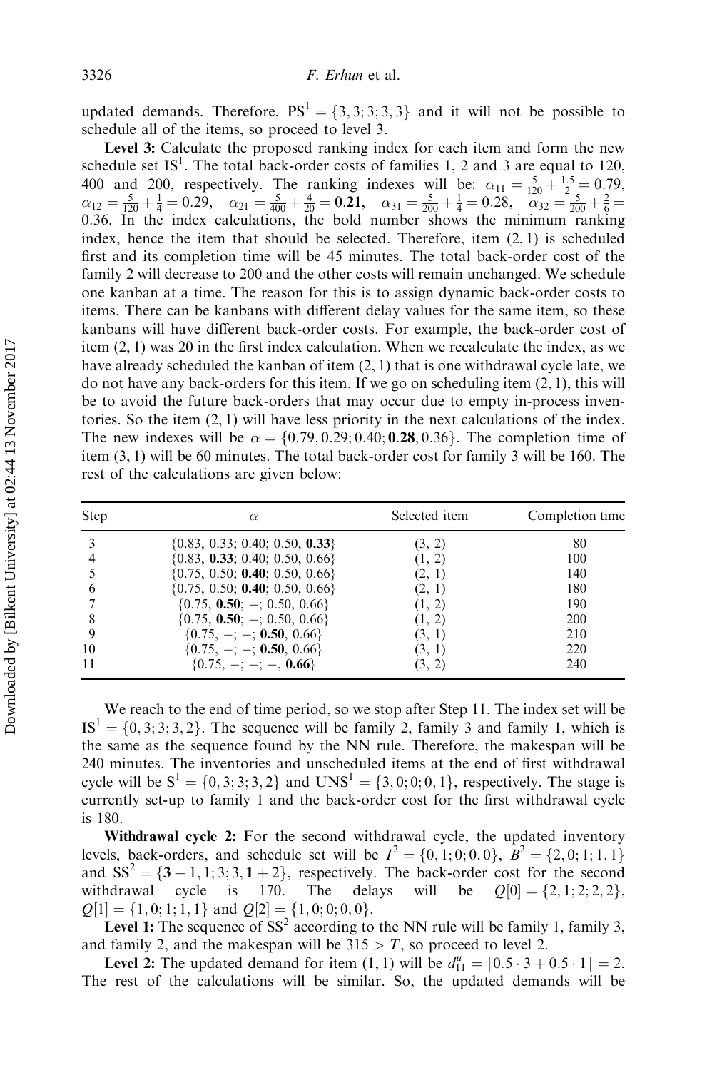updated demands. Therefore, $\text{PS}^1 = \{3, 3; 3; 3, 3\}$ and it will not be possible to schedule all of the items, so proceed to level 3.

**Level 3:** Calculate the proposed ranking index for each item and form the new schedule set $\text{IS}^1$. The total back-order costs of families 1, 2 and 3 are equal to 120, 400 and 200, respectively. The ranking indexes will be: $\alpha_{11} = \frac{5}{120} + \frac{1.5}{2} = 0.79$, $\alpha_{12} = \frac{5}{120} + \frac{1}{4} = 0.29$, $\alpha_{21} = \frac{5}{400} + \frac{4}{20} = \mathbf{0.21}$, $\alpha_{31} = \frac{5}{200} + \frac{1}{4} = 0.28$, $\alpha_{32} = \frac{5}{200} + \frac{2}{6} = 0.36$. In the index calculations, the bold number shows the minimum ranking index, hence the item that should be selected. Therefore, item (2, 1) is scheduled first and its completion time will be 45 minutes. The total back-order cost of the family 2 will decrease to 200 and the other costs will remain unchanged. We schedule one kanban at a time. The reason for this is to assign dynamic back-order costs to items. There can be kanbans with different delay values for the same item, so these kanbans will have different back-order costs. For example, the back-order cost of item (2, 1) was 20 in the first index calculation. When we recalculate the index, as we have already scheduled the kanban of item (2, 1) that is one withdrawal cycle late, we do not have any back-orders for this item. If we go on scheduling item (2, 1), this will be to avoid the future back-orders that may occur due to empty in-process inventories. So the item (2, 1) will have less priority in the next calculations of the index. The new indexes will be $\alpha = \{0.79, 0.29; 0.40; \mathbf{0.28}, 0.36\}$. The completion time of item (3, 1) will be 60 minutes. The total back-order cost for family 3 will be 160. The rest of the calculations are given below:

| Step | $\alpha$ | Selected item | Completion time |
|---|---|---|---|
| 3 | $\{0.83, 0.33; 0.40; 0.50, \mathbf{0.33}\}$ | (3, 2) | 80 |
| 4 | $\{0.83, \mathbf{0.33}; 0.40; 0.50, 0.66\}$ | (1, 2) | 100 |
| 5 | $\{0.75, 0.50; \mathbf{0.40}; 0.50, 0.66\}$ | (2, 1) | 140 |
| 6 | $\{0.75, 0.50; \mathbf{0.40}; 0.50, 0.66\}$ | (2, 1) | 180 |
| 7 | $\{0.75, \mathbf{0.50}; -; 0.50, 0.66\}$ | (1, 2) | 190 |
| 8 | $\{0.75, \mathbf{0.50}; -; 0.50, 0.66\}$ | (1, 2) | 200 |
| 9 | $\{0.75, -; -; \mathbf{0.50}, 0.66\}$ | (3, 1) | 210 |
| 10 | $\{0.75, -; -; \mathbf{0.50}, 0.66\}$ | (3, 1) | 220 |
| 11 | $\{0.75, -; -; -, \mathbf{0.66}\}$ | (3, 2) | 240 |

We reach to the end of time period, so we stop after Step 11. The index set will be $\text{IS}^1 = \{0, 3; 3; 3, 2\}$. The sequence will be family 2, family 3 and family 1, which is the same as the sequence found by the NN rule. Therefore, the makespan will be 240 minutes. The inventories and unscheduled items at the end of first withdrawal cycle will be $\text{S}^1 = \{0, 3; 3; 3, 2\}$ and $\text{UNS}^1 = \{3, 0; 0; 0, 1\}$, respectively. The stage is currently set-up to family 1 and the back-order cost for the first withdrawal cycle is 180.

**Withdrawal cycle 2:** For the second withdrawal cycle, the updated inventory levels, back-orders, and schedule set will be $I^2 = \{0, 1; 0; 0, 0\}$, $B^2 = \{2, 0; 1; 1, 1\}$ and $\text{SS}^2 = \{\mathbf{3} + 1, 1; 3; 3, \mathbf{1} + 2\}$, respectively. The back-order cost for the second withdrawal cycle is 170. The delays will be $Q[0] = \{2, 1; 2; 2, 2\}$, $Q[1] = \{1, 0; 1; 1, 1\}$ and $Q[2] = \{1, 0; 0; 0, 0\}$.

**Level 1:** The sequence of $\text{SS}^2$ according to the NN rule will be family 1, family 3, and family 2, and the makespan will be $315 > T$, so proceed to level 2.

**Level 2:** The updated demand for item (1, 1) will be $d_{11}^u = \lceil 0.5 \cdot 3 + 0.5 \cdot 1 \rceil = 2$. The rest of the calculations will be similar. So, the updated demands will be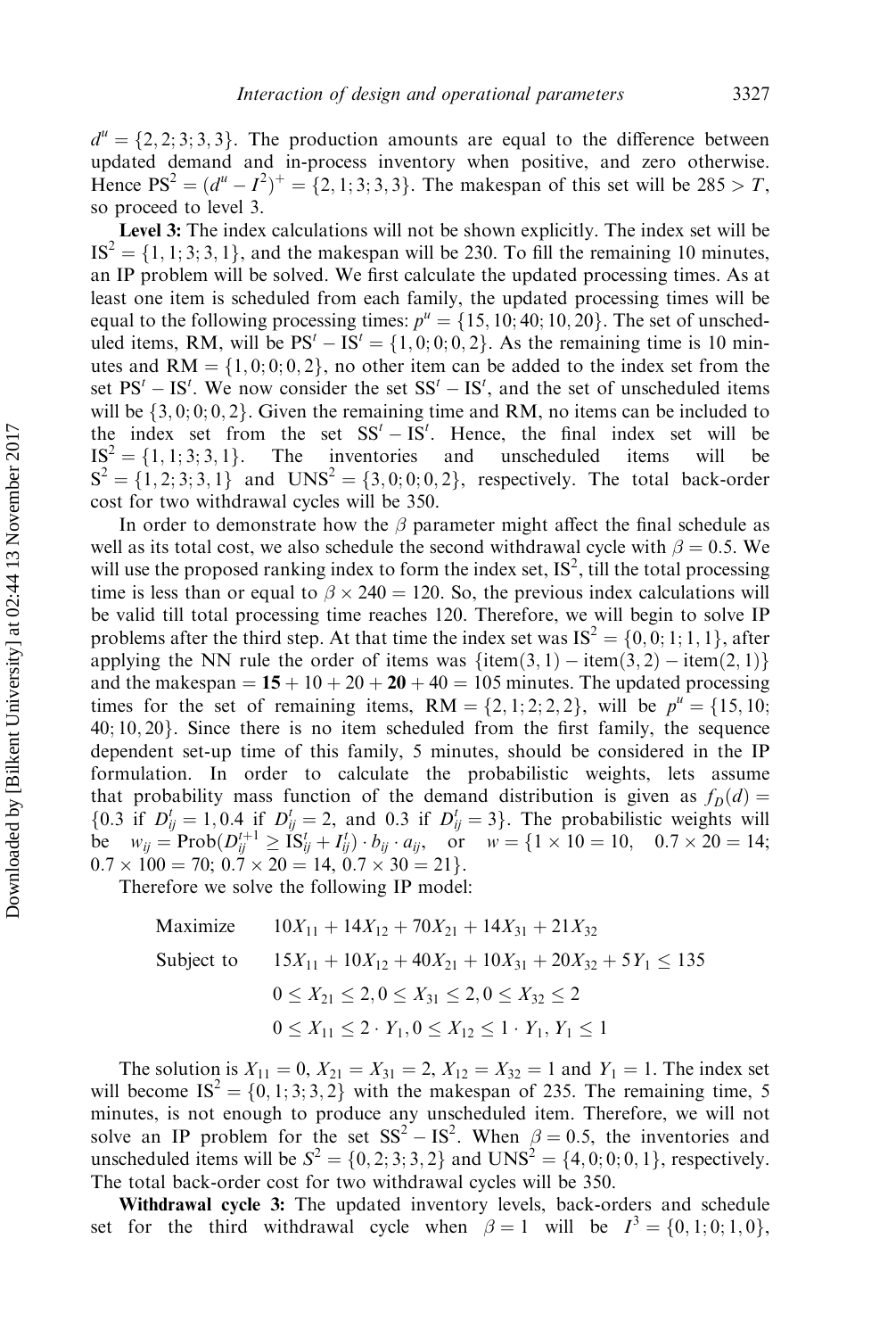$d^u = \{2, 2; 3; 3, 3\}$. The production amounts are equal to the difference between updated demand and in-process inventory when positive, and zero otherwise. Hence $\mathrm{PS}^2 = (d^u - I^2)^+ = \{2, 1; 3; 3, 3\}$. The makespan of this set will be $285 > T$, so proceed to level 3.

**Level 3:** The index calculations will not be shown explicitly. The index set will be $\mathrm{IS}^2 = \{1, 1; 3; 3, 1\}$, and the makespan will be 230. To fill the remaining 10 minutes, an IP problem will be solved. We first calculate the updated processing times. As at least one item is scheduled from each family, the updated processing times will be equal to the following processing times: $p^u = \{15, 10; 40; 10, 20\}$. The set of unscheduled items, RM, will be $\mathrm{PS}^t - \mathrm{IS}^t = \{1, 0; 0; 0, 2\}$. As the remaining time is 10 minutes and $\mathrm{RM} = \{1, 0; 0; 0, 2\}$, no other item can be added to the index set from the set $\mathrm{PS}^t - \mathrm{IS}^t$. We now consider the set $\mathrm{SS}^t - \mathrm{IS}^t$, and the set of unscheduled items will be $\{3, 0; 0; 0, 2\}$. Given the remaining time and RM, no items can be included to the index set from the set $\mathrm{SS}^t - \mathrm{IS}^t$. Hence, the final index set will be $\mathrm{IS}^2 = \{1, 1; 3; 3, 1\}$. The inventories and unscheduled items will be $S^2 = \{1, 2; 3; 3, 1\}$ and $\mathrm{UNS}^2 = \{3, 0; 0; 0, 2\}$, respectively. The total back-order cost for two withdrawal cycles will be 350.

In order to demonstrate how the $\beta$ parameter might affect the final schedule as well as its total cost, we also schedule the second withdrawal cycle with $\beta = 0.5$. We will use the proposed ranking index to form the index set, $\mathrm{IS}^2$, till the total processing time is less than or equal to $\beta \times 240 = 120$. So, the previous index calculations will be valid till total processing time reaches 120. Therefore, we will begin to solve IP problems after the third step. At that time the index set was $\mathrm{IS}^2 = \{0, 0; 1; 1, 1\}$, after applying the NN rule the order of items was $\{\text{item}(3, 1) - \text{item}(3, 2) - \text{item}(2, 1)\}$ and the makespan $= \mathbf{15} + 10 + 20 + \mathbf{20} + 40 = 105$ minutes. The updated processing times for the set of remaining items, $\mathrm{RM} = \{2, 1; 2; 2, 2\}$, will be $p^u = \{15, 10; 40; 10, 20\}$. Since there is no item scheduled from the first family, the sequence dependent set-up time of this family, 5 minutes, should be considered in the IP formulation. In order to calculate the probabilistic weights, lets assume that probability mass function of the demand distribution is given as $f_D(d) = \{0.3 \text{ if } D_{ij}^t = 1, 0.4 \text{ if } D_{ij}^t = 2, \text{ and } 0.3 \text{ if } D_{ij}^t = 3\}$. The probabilistic weights will be $w_{ij} = \mathrm{Prob}(D_{ij}^{t+1} \geq \mathrm{IS}_{ij}^t + I_{ij}^t) \cdot b_{ij} \cdot a_{ij}$, or $w = \{1 \times 10 = 10, \quad 0.7 \times 20 = 14; 0.7 \times 100 = 70; 0.7 \times 20 = 14, 0.7 \times 30 = 21\}$.

Therefore we solve the following IP model:

$$
\begin{aligned}
\text{Maximize} \quad & 10X_{11} + 14X_{12} + 70X_{21} + 14X_{31} + 21X_{32} \\
\text{Subject to} \quad & 15X_{11} + 10X_{12} + 40X_{21} + 10X_{31} + 20X_{32} + 5Y_1 \leq 135 \\
& 0 \leq X_{21} \leq 2, 0 \leq X_{31} \leq 2, 0 \leq X_{32} \leq 2 \\
& 0 \leq X_{11} \leq 2 \cdot Y_1, 0 \leq X_{12} \leq 1 \cdot Y_1, Y_1 \leq 1
\end{aligned}
$$

The solution is $X_{11} = 0$, $X_{21} = X_{31} = 2$, $X_{12} = X_{32} = 1$ and $Y_1 = 1$. The index set will become $\mathrm{IS}^2 = \{0, 1; 3; 3, 2\}$ with the makespan of 235. The remaining time, 5 minutes, is not enough to produce any unscheduled item. Therefore, we will not solve an IP problem for the set $\mathrm{SS}^2 - \mathrm{IS}^2$. When $\beta = 0.5$, the inventories and unscheduled items will be $S^2 = \{0, 2; 3; 3, 2\}$ and $\mathrm{UNS}^2 = \{4, 0; 0; 0, 1\}$, respectively. The total back-order cost for two withdrawal cycles will be 350.

**Withdrawal cycle 3:** The updated inventory levels, back-orders and schedule set for the third withdrawal cycle when $\beta = 1$ will be $I^3 = \{0, 1; 0; 1, 0\}$,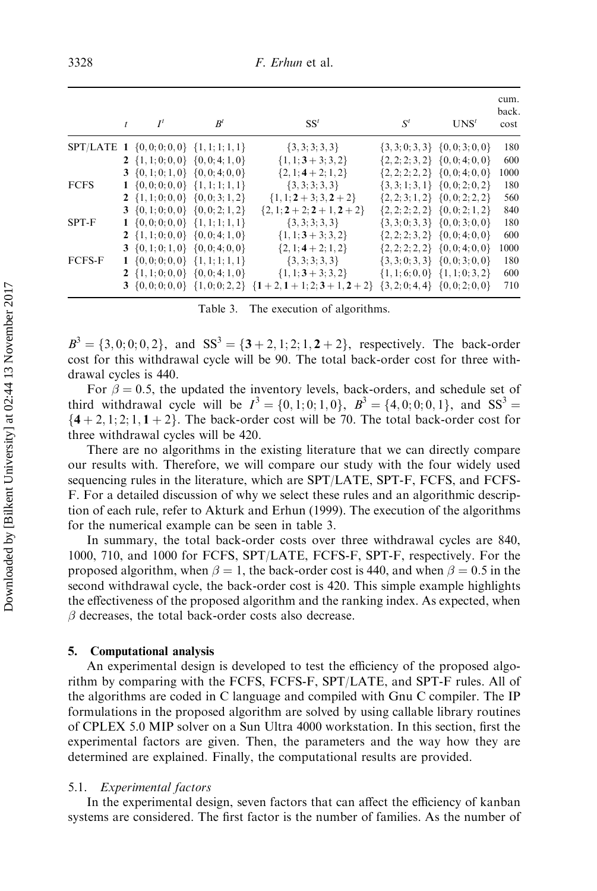|  | $t$ | $I^t$ | $B^t$ | $SS^t$ | $S^t$ | $UNS^t$ | cum. back. cost |
|---|---|---|---|---|---|---|---|
| SPT/LATE | **1** | $\{0,0;0;0,0\}$ | $\{1,1;1;1,1\}$ | $\{3,3;3;3,3\}$ | $\{3,3;0;3,3\}$ | $\{0,0;3;0,0\}$ | 180 |
|  | **2** | $\{1,1;0;0,0\}$ | $\{0,0;4;1,0\}$ | $\{1,1;\mathbf{3}+3;3,2\}$ | $\{2,2;2;3,2\}$ | $\{0,0;4;0,0\}$ | 600 |
|  | **3** | $\{0,1;0;1,0\}$ | $\{0,0;4;0,0\}$ | $\{2,1;\mathbf{4}+2;1,2\}$ | $\{2,2;2;2,2\}$ | $\{0,0;4;0,0\}$ | 1000 |
| FCFS | **1** | $\{0,0;0;0,0\}$ | $\{1,1;1;1,1\}$ | $\{3,3;3;3,3\}$ | $\{3,3;1;3,1\}$ | $\{0,0;2;0,2\}$ | 180 |
|  | **2** | $\{1,1;0;0,0\}$ | $\{0,0;3;1,2\}$ | $\{1,1;\mathbf{2}+3;3,\mathbf{2}+2\}$ | $\{2,2;3;1,2\}$ | $\{0,0;2;2,2\}$ | 560 |
|  | **3** | $\{0,1;0;0,0\}$ | $\{0,0;2;1,2\}$ | $\{2,1;\mathbf{2}+2;\mathbf{2}+1,\mathbf{2}+2\}$ | $\{2,2;2;2,2\}$ | $\{0,0;2;1,2\}$ | 840 |
| SPT-F | **1** | $\{0,0;0;0,0\}$ | $\{1,1;1;1,1\}$ | $\{3,3;3;3,3\}$ | $\{3,3;0;3,3\}$ | $\{0,0;3;0,0\}$ | 180 |
|  | **2** | $\{1,1;0;0,0\}$ | $\{0,0;4;1,0\}$ | $\{1,1;\mathbf{3}+3;3,2\}$ | $\{2,2;2;3,2\}$ | $\{0,0;4;0,0\}$ | 600 |
|  | **3** | $\{0,1;0;1,0\}$ | $\{0,0;4;0,0\}$ | $\{2,1;\mathbf{4}+2;1,2\}$ | $\{2,2;2;2,2\}$ | $\{0,0;4;0,0\}$ | 1000 |
| FCFS-F | **1** | $\{0,0;0;0,0\}$ | $\{1,1;1;1,1\}$ | $\{3,3;3;3,3\}$ | $\{3,3;0;3,3\}$ | $\{0,0;3;0,0\}$ | 180 |
|  | **2** | $\{1,1;0;0,0\}$ | $\{0,0;4;1,0\}$ | $\{1,1;\mathbf{3}+3;3,2\}$ | $\{1,1;6;0,0\}$ | $\{1,1;0;3,2\}$ | 600 |
|  | **3** | $\{0,0;0;0,0\}$ | $\{1,0;0;2,2\}$ | $\{\mathbf{1}+2,\mathbf{1}+1;2;\mathbf{3}+1,\mathbf{2}+2\}$ | $\{3,2;0;4,4\}$ | $\{0,0;2;0,0\}$ | 710 |

Table 3. The execution of algorithms.

$B^3 = \{3,0;0;0,2\}$, and $SS^3 = \{\mathbf{3}+2,1;2;1,\mathbf{2}+2\}$, respectively. The back-order cost for this withdrawal cycle will be 90. The total back-order cost for three withdrawal cycles is 440.

For $\beta = 0.5$, the updated the inventory levels, back-orders, and schedule set of third withdrawal cycle will be $I^3 = \{0,1;0;1,0\}$, $B^3 = \{4,0;0;0,1\}$, and $SS^3 = \{\mathbf{4}+2,1;2;1,\mathbf{1}+2\}$. The back-order cost will be 70. The total back-order cost for three withdrawal cycles will be 420.

There are no algorithms in the existing literature that we can directly compare our results with. Therefore, we will compare our study with the four widely used sequencing rules in the literature, which are SPT/LATE, SPT-F, FCFS, and FCFS-F. For a detailed discussion of why we select these rules and an algorithmic description of each rule, refer to Akturk and Erhun (1999). The execution of the algorithms for the numerical example can be seen in table 3.

In summary, the total back-order costs over three withdrawal cycles are 840, 1000, 710, and 1000 for FCFS, SPT/LATE, FCFS-F, SPT-F, respectively. For the proposed algorithm, when $\beta = 1$, the back-order cost is 440, and when $\beta = 0.5$ in the second withdrawal cycle, the back-order cost is 420. This simple example highlights the effectiveness of the proposed algorithm and the ranking index. As expected, when $\beta$ decreases, the total back-order costs also decrease.

## 5. Computational analysis

An experimental design is developed to test the efficiency of the proposed algorithm by comparing with the FCFS, FCFS-F, SPT/LATE, and SPT-F rules. All of the algorithms are coded in C language and compiled with Gnu C compiler. The IP formulations in the proposed algorithm are solved by using callable library routines of CPLEX 5.0 MIP solver on a Sun Ultra 4000 workstation. In this section, first the experimental factors are given. Then, the parameters and the way how they are determined are explained. Finally, the computational results are provided.

### 5.1. *Experimental factors*

In the experimental design, seven factors that can affect the efficiency of kanban systems are considered. The first factor is the number of families. As the number of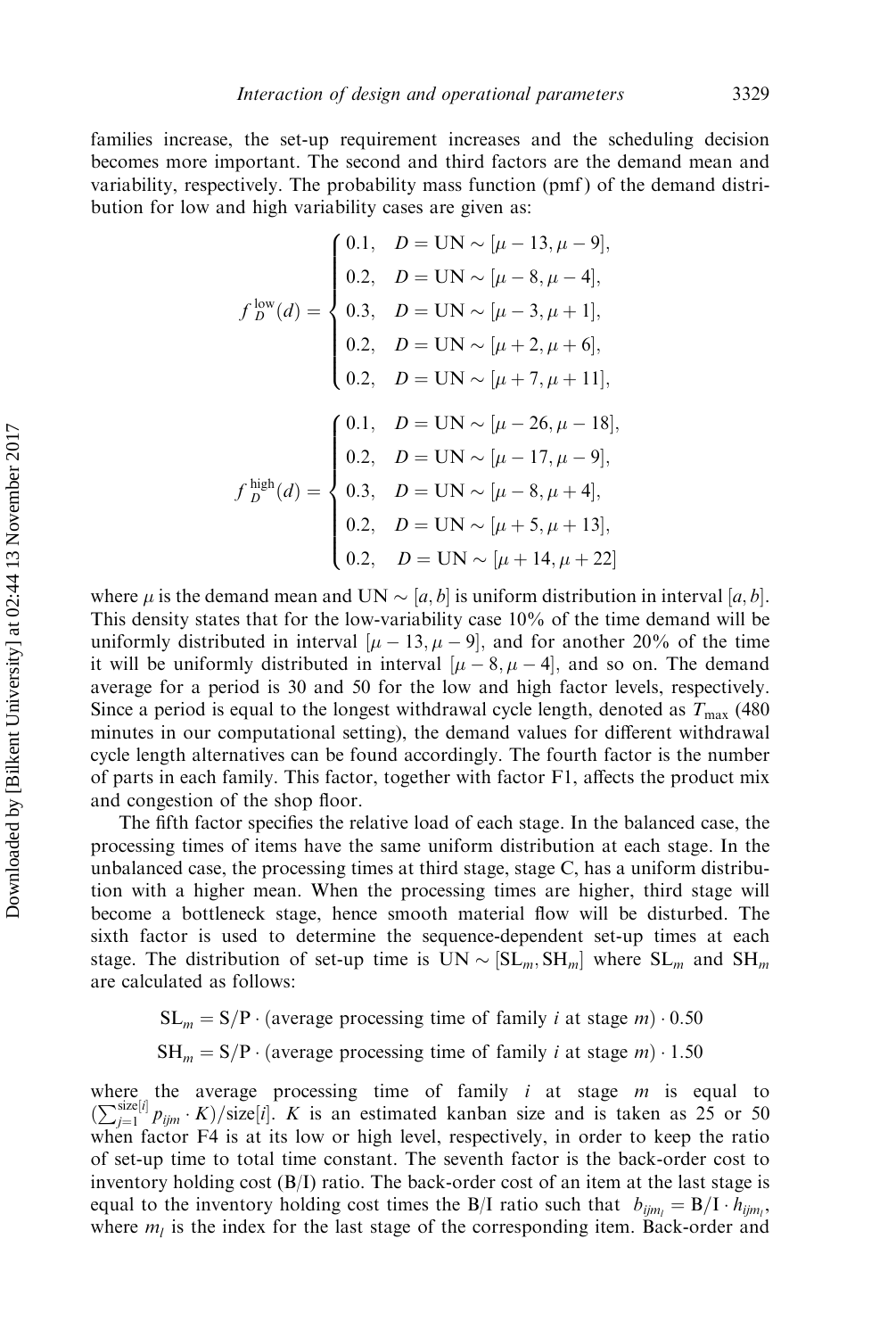families increase, the set-up requirement increases and the scheduling decision becomes more important. The second and third factors are the demand mean and variability, respectively. The probability mass function (pmf) of the demand distribution for low and high variability cases are given as:

$$
f_D^{\text{low}}(d) = \begin{cases} 0.1, & D = \text{UN} \sim [\mu - 13, \mu - 9], \\ 0.2, & D = \text{UN} \sim [\mu - 8, \mu - 4], \\ 0.3, & D = \text{UN} \sim [\mu - 3, \mu + 1], \\ 0.2, & D = \text{UN} \sim [\mu + 2, \mu + 6], \\ 0.2, & D = \text{UN} \sim [\mu + 7, \mu + 11], \end{cases}
$$

$$
f_D^{\text{high}}(d) = \begin{cases} 0.1, & D = \text{UN} \sim [\mu - 26, \mu - 18], \\ 0.2, & D = \text{UN} \sim [\mu - 17, \mu - 9], \\ 0.3, & D = \text{UN} \sim [\mu - 8, \mu + 4], \\ 0.2, & D = \text{UN} \sim [\mu + 5, \mu + 13], \\ 0.2, & D = \text{UN} \sim [\mu + 14, \mu + 22] \end{cases}
$$

where $\mu$ is the demand mean and $\text{UN} \sim [a, b]$ is uniform distribution in interval $[a, b]$. This density states that for the low-variability case 10% of the time demand will be uniformly distributed in interval $[\mu - 13, \mu - 9]$, and for another 20% of the time it will be uniformly distributed in interval $[\mu - 8, \mu - 4]$, and so on. The demand average for a period is 30 and 50 for the low and high factor levels, respectively. Since a period is equal to the longest withdrawal cycle length, denoted as $T_{\max}$ (480 minutes in our computational setting), the demand values for different withdrawal cycle length alternatives can be found accordingly. The fourth factor is the number of parts in each family. This factor, together with factor F1, affects the product mix and congestion of the shop floor.

The fifth factor specifies the relative load of each stage. In the balanced case, the processing times of items have the same uniform distribution at each stage. In the unbalanced case, the processing times at third stage, stage C, has a uniform distribution with a higher mean. When the processing times are higher, third stage will become a bottleneck stage, hence smooth material flow will be disturbed. The sixth factor is used to determine the sequence-dependent set-up times at each stage. The distribution of set-up time is $\text{UN} \sim [\text{SL}_m, \text{SH}_m]$ where $\text{SL}_m$ and $\text{SH}_m$ are calculated as follows:

$$
\text{SL}_m = \text{S/P} \cdot (\text{average processing time of family } i \text{ at stage } m) \cdot 0.50
$$

$$
\text{SH}_m = \text{S/P} \cdot (\text{average processing time of family } i \text{ at stage } m) \cdot 1.50
$$

where the average processing time of family $i$ at stage $m$ is equal to $(\sum_{j=1}^{\text{size}[i]} p_{ijm} \cdot K)/\text{size}[i]$. $K$ is an estimated kanban size and is taken as 25 or 50 when factor F4 is at its low or high level, respectively, in order to keep the ratio of set-up time to total time constant. The seventh factor is the back-order cost to inventory holding cost (B/I) ratio. The back-order cost of an item at the last stage is equal to the inventory holding cost times the B/I ratio such that $b_{ijm_l} = \text{B/I} \cdot h_{ijm_l}$, where $m_l$ is the index for the last stage of the corresponding item. Back-order and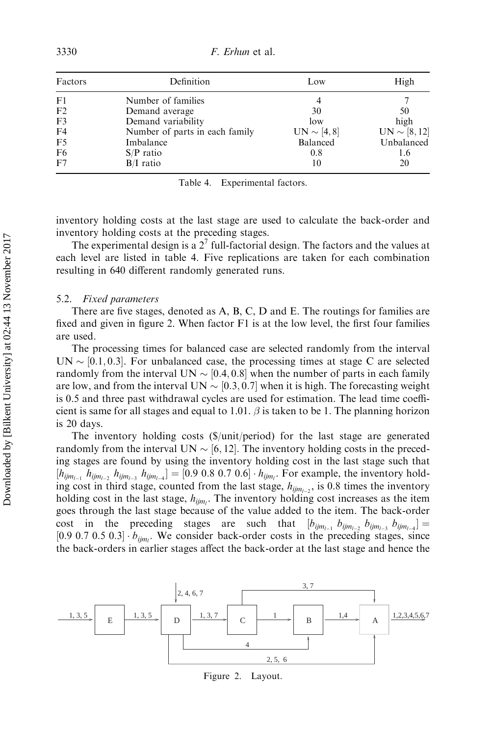| Factors | Definition | Low | High |
|---|---|---|---|
| F1 | Number of families | 4 | 7 |
| F2 | Demand average | 30 | 50 |
| F3 | Demand variability | low | high |
| F4 | Number of parts in each family | UN $\sim [4, 8]$ | UN $\sim [8, 12]$ |
| F5 | Imbalance | Balanced | Unbalanced |
| F6 | S/P ratio | 0.8 | 1.6 |
| F7 | B/I ratio | 10 | 20 |

Table 4. Experimental factors.

inventory holding costs at the last stage are used to calculate the back-order and inventory holding costs at the preceding stages.

The experimental design is a $2^7$ full-factorial design. The factors and the values at each level are listed in table 4. Five replications are taken for each combination resulting in 640 different randomly generated runs.

### 5.2. *Fixed parameters*

There are five stages, denoted as A, B, C, D and E. The routings for families are fixed and given in figure 2. When factor F1 is at the low level, the first four families are used.

The processing times for balanced case are selected randomly from the interval UN $\sim [0.1, 0.3]$. For unbalanced case, the processing times at stage C are selected randomly from the interval UN $\sim [0.4, 0.8]$ when the number of parts in each family are low, and from the interval UN $\sim [0.3, 0.7]$ when it is high. The forecasting weight is 0.5 and three past withdrawal cycles are used for estimation. The lead time coefficient is same for all stages and equal to 1.01. $\beta$ is taken to be 1. The planning horizon is 20 days.

The inventory holding costs (\$/unit/period) for the last stage are generated randomly from the interval UN $\sim [6, 12]$. The inventory holding costs in the preceding stages are found by using the inventory holding cost in the last stage such that $[h_{ijm_{l-1}}\ h_{ijm_{l-2}}\ h_{ijm_{l-3}}\ h_{ijm_{l-4}}] = [0.9\ 0.8\ 0.7\ 0.6] \cdot h_{ijm_l}$. For example, the inventory holding cost in third stage, counted from the last stage, $h_{ijm_{l-2}}$, is 0.8 times the inventory holding cost in the last stage, $h_{ijm_l}$. The inventory holding cost increases as the item goes through the last stage because of the value added to the item. The back-order cost in the preceding stages are such that $[b_{ijm_{l-1}}\ b_{ijm_{l-2}}\ b_{ijm_{l-3}}\ b_{ijm_{l-4}}] = [0.9\ 0.7\ 0.5\ 0.3] \cdot b_{ijm_l}$. We consider back-order costs in the preceding stages, since the back-orders in earlier stages affect the back-order at the last stage and hence the

Figure 2. Layout.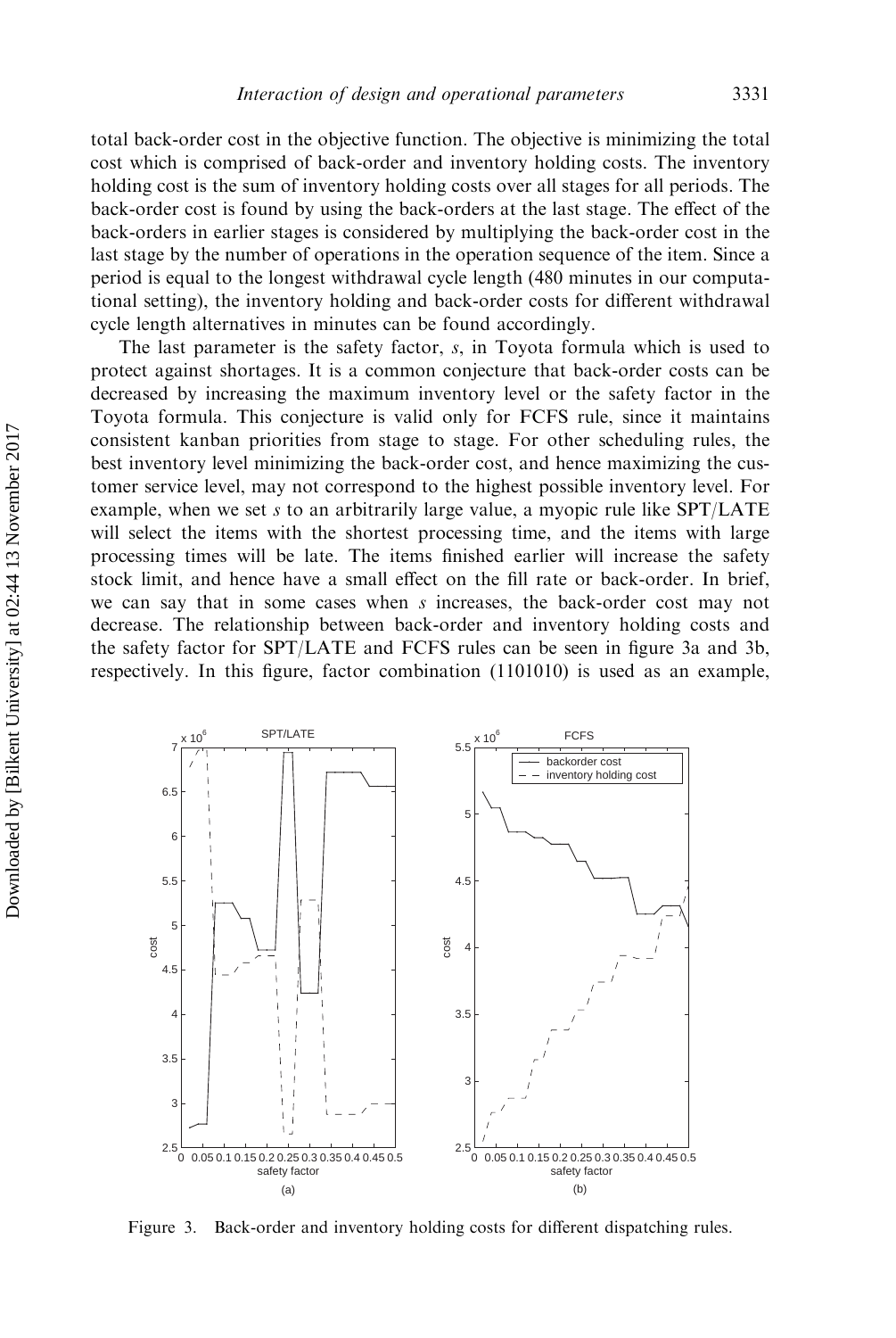total back-order cost in the objective function. The objective is minimizing the total cost which is comprised of back-order and inventory holding costs. The inventory holding cost is the sum of inventory holding costs over all stages for all periods. The back-order cost is found by using the back-orders at the last stage. The effect of the back-orders in earlier stages is considered by multiplying the back-order cost in the last stage by the number of operations in the operation sequence of the item. Since a period is equal to the longest withdrawal cycle length (480 minutes in our computational setting), the inventory holding and back-order costs for different withdrawal cycle length alternatives in minutes can be found accordingly.

The last parameter is the safety factor, $s$, in Toyota formula which is used to protect against shortages. It is a common conjecture that back-order costs can be decreased by increasing the maximum inventory level or the safety factor in the Toyota formula. This conjecture is valid only for FCFS rule, since it maintains consistent kanban priorities from stage to stage. For other scheduling rules, the best inventory level minimizing the back-order cost, and hence maximizing the customer service level, may not correspond to the highest possible inventory level. For example, when we set $s$ to an arbitrarily large value, a myopic rule like SPT/LATE will select the items with the shortest processing time, and the items with large processing times will be late. The items finished earlier will increase the safety stock limit, and hence have a small effect on the fill rate or back-order. In brief, we can say that in some cases when $s$ increases, the back-order cost may not decrease. The relationship between back-order and inventory holding costs and the safety factor for SPT/LATE and FCFS rules can be seen in figure 3a and 3b, respectively. In this figure, factor combination (1101010) is used as an example,

Figure 3. Back-order and inventory holding costs for different dispatching rules.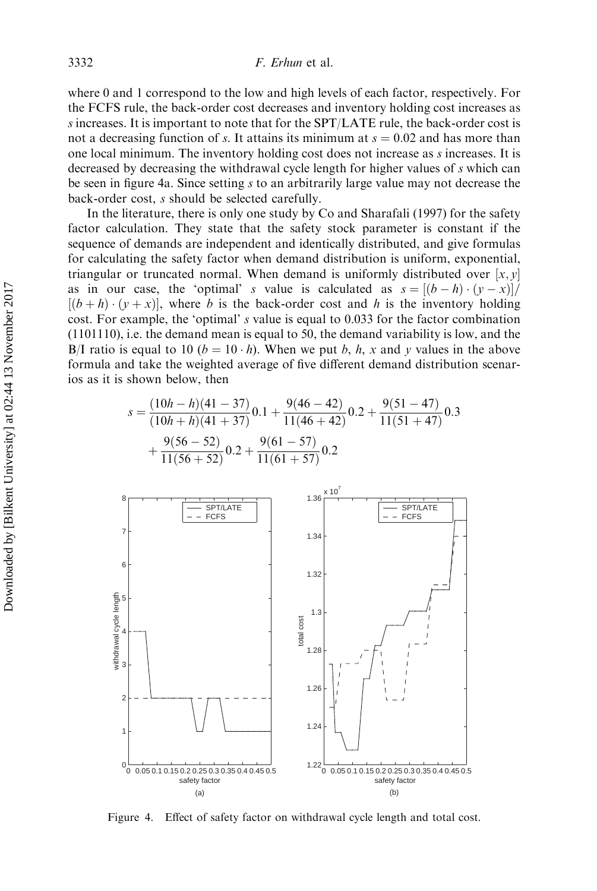where 0 and 1 correspond to the low and high levels of each factor, respectively. For the FCFS rule, the back-order cost decreases and inventory holding cost increases as $s$ increases. It is important to note that for the SPT/LATE rule, the back-order cost is not a decreasing function of $s$. It attains its minimum at $s = 0.02$ and has more than one local minimum. The inventory holding cost does not increase as $s$ increases. It is decreased by decreasing the withdrawal cycle length for higher values of $s$ which can be seen in figure 4a. Since setting $s$ to an arbitrarily large value may not decrease the back-order cost, $s$ should be selected carefully.

In the literature, there is only one study by Co and Sharafali (1997) for the safety factor calculation. They state that the safety stock parameter is constant if the sequence of demands are independent and identically distributed, and give formulas for calculating the safety factor when demand distribution is uniform, exponential, triangular or truncated normal. When demand is uniformly distributed over $[x, y]$ as in our case, the 'optimal' $s$ value is calculated as $s = [(b-h)\cdot(y-x)]/[(b+h)\cdot(y+x)]$, where $b$ is the back-order cost and $h$ is the inventory holding cost. For example, the 'optimal' $s$ value is equal to 0.033 for the factor combination (1101110), i.e. the demand mean is equal to 50, the demand variability is low, and the B/I ratio is equal to 10 ($b = 10 \cdot h$). When we put $b$, $h$, $x$ and $y$ values in the above formula and take the weighted average of five different demand distribution scenarios as it is shown below, then

$$s = \frac{(10h-h)(41-37)}{(10h+h)(41+37)}0.1 + \frac{9(46-42)}{11(46+42)}0.2 + \frac{9(51-47)}{11(51+47)}0.3 + \frac{9(56-52)}{11(56+52)}0.2 + \frac{9(61-57)}{11(61+57)}0.2$$

Figure 4. Effect of safety factor on withdrawal cycle length and total cost.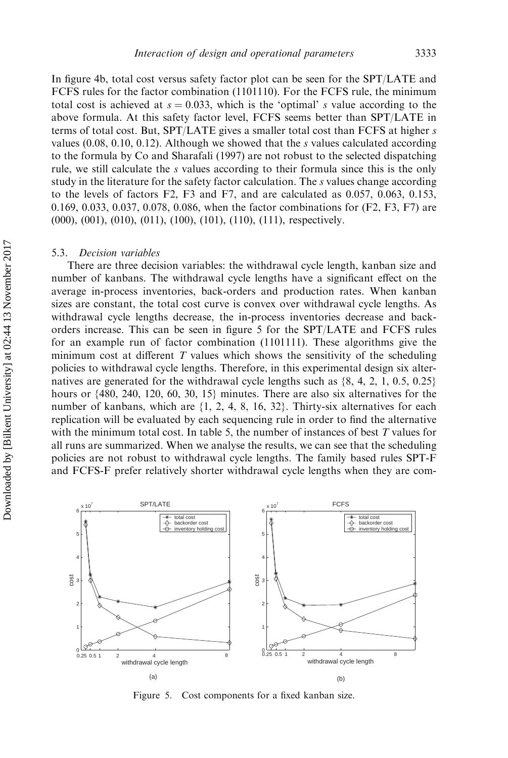In figure 4b, total cost versus safety factor plot can be seen for the SPT/LATE and FCFS rules for the factor combination (1101110). For the FCFS rule, the minimum total cost is achieved at $s = 0.033$, which is the 'optimal' $s$ value according to the above formula. At this safety factor level, FCFS seems better than SPT/LATE in terms of total cost. But, SPT/LATE gives a smaller total cost than FCFS at higher $s$ values (0.08, 0.10, 0.12). Although we showed that the $s$ values calculated according to the formula by Co and Sharafali (1997) are not robust to the selected dispatching rule, we still calculate the $s$ values according to their formula since this is the only study in the literature for the safety factor calculation. The $s$ values change according to the levels of factors F2, F3 and F7, and are calculated as 0.057, 0.063, 0.153, 0.169, 0.033, 0.037, 0.078, 0.086, when the factor combinations for (F2, F3, F7) are (000), (001), (010), (011), (100), (101), (110), (111), respectively.

### 5.3. *Decision variables*

There are three decision variables: the withdrawal cycle length, kanban size and number of kanbans. The withdrawal cycle lengths have a significant effect on the average in-process inventories, back-orders and production rates. When kanban sizes are constant, the total cost curve is convex over withdrawal cycle lengths. As withdrawal cycle lengths decrease, the in-process inventories decrease and back-orders increase. This can be seen in figure 5 for the SPT/LATE and FCFS rules for an example run of factor combination (1101111). These algorithms give the minimum cost at different $T$ values which shows the sensitivity of the scheduling policies to withdrawal cycle lengths. Therefore, in this experimental design six alternatives are generated for the withdrawal cycle lengths such as {8, 4, 2, 1, 0.5, 0.25} hours or {480, 240, 120, 60, 30, 15} minutes. There are also six alternatives for the number of kanbans, which are {1, 2, 4, 8, 16, 32}. Thirty-six alternatives for each replication will be evaluated by each sequencing rule in order to find the alternative with the minimum total cost. In table 5, the number of instances of best $T$ values for all runs are summarized. When we analyse the results, we can see that the scheduling policies are not robust to withdrawal cycle lengths. The family based rules SPT-F and FCFS-F prefer relatively shorter withdrawal cycle lengths when they are com-

Figure 5. Cost components for a fixed kanban size.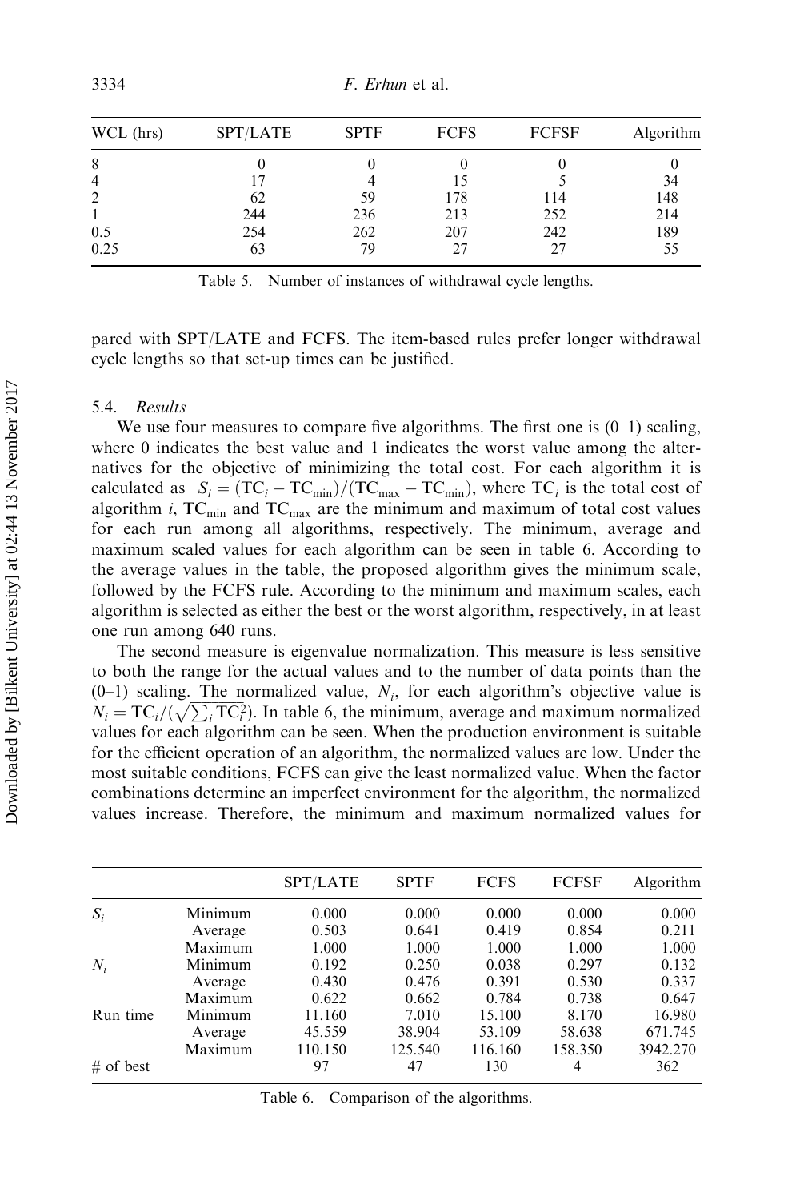| WCL (hrs) | SPT/LATE | SPTF | FCFS | FCFSF | Algorithm |
|---|---|---|---|---|---|
| 8 | 0 | 0 | 0 | 0 | 0 |
| 4 | 17 | 4 | 15 | 5 | 34 |
| 2 | 62 | 59 | 178 | 114 | 148 |
| 1 | 244 | 236 | 213 | 252 | 214 |
| 0.5 | 254 | 262 | 207 | 242 | 189 |
| 0.25 | 63 | 79 | 27 | 27 | 55 |

Table 5. Number of instances of withdrawal cycle lengths.

pared with SPT/LATE and FCFS. The item-based rules prefer longer withdrawal cycle lengths so that set-up times can be justified.

### 5.4. *Results*

We use four measures to compare five algorithms. The first one is (0–1) scaling, where 0 indicates the best value and 1 indicates the worst value among the alternatives for the objective of minimizing the total cost. For each algorithm it is calculated as $S_i = (\mathrm{TC}_i - \mathrm{TC}_{\min})/(\mathrm{TC}_{\max} - \mathrm{TC}_{\min})$, where $\mathrm{TC}_i$ is the total cost of algorithm $i$, $\mathrm{TC}_{\min}$ and $\mathrm{TC}_{\max}$ are the minimum and maximum of total cost values for each run among all algorithms, respectively. The minimum, average and maximum scaled values for each algorithm can be seen in table 6. According to the average values in the table, the proposed algorithm gives the minimum scale, followed by the FCFS rule. According to the minimum and maximum scales, each algorithm is selected as either the best or the worst algorithm, respectively, in at least one run among 640 runs.

The second measure is eigenvalue normalization. This measure is less sensitive to both the range for the actual values and to the number of data points than the (0–1) scaling. The normalized value, $N_i$, for each algorithm's objective value is $N_i = \mathrm{TC}_i/(\sqrt{\sum_i \mathrm{TC}_i^2})$. In table 6, the minimum, average and maximum normalized values for each algorithm can be seen. When the production environment is suitable for the efficient operation of an algorithm, the normalized values are low. Under the most suitable conditions, FCFS can give the least normalized value. When the factor combinations determine an imperfect environment for the algorithm, the normalized values increase. Therefore, the minimum and maximum normalized values for

| | | SPT/LATE | SPTF | FCFS | FCFSF | Algorithm |
|---|---|---|---|---|---|---|
| $S_i$ | Minimum | 0.000 | 0.000 | 0.000 | 0.000 | 0.000 |
| | Average | 0.503 | 0.641 | 0.419 | 0.854 | 0.211 |
| | Maximum | 1.000 | 1.000 | 1.000 | 1.000 | 1.000 |
| $N_i$ | Minimum | 0.192 | 0.250 | 0.038 | 0.297 | 0.132 |
| | Average | 0.430 | 0.476 | 0.391 | 0.530 | 0.337 |
| | Maximum | 0.622 | 0.662 | 0.784 | 0.738 | 0.647 |
| Run time | Minimum | 11.160 | 7.010 | 15.100 | 8.170 | 16.980 |
| | Average | 45.559 | 38.904 | 53.109 | 58.638 | 671.745 |
| | Maximum | 110.150 | 125.540 | 116.160 | 158.350 | 3942.270 |
| # of best | | 97 | 47 | 130 | 4 | 362 |

Table 6. Comparison of the algorithms.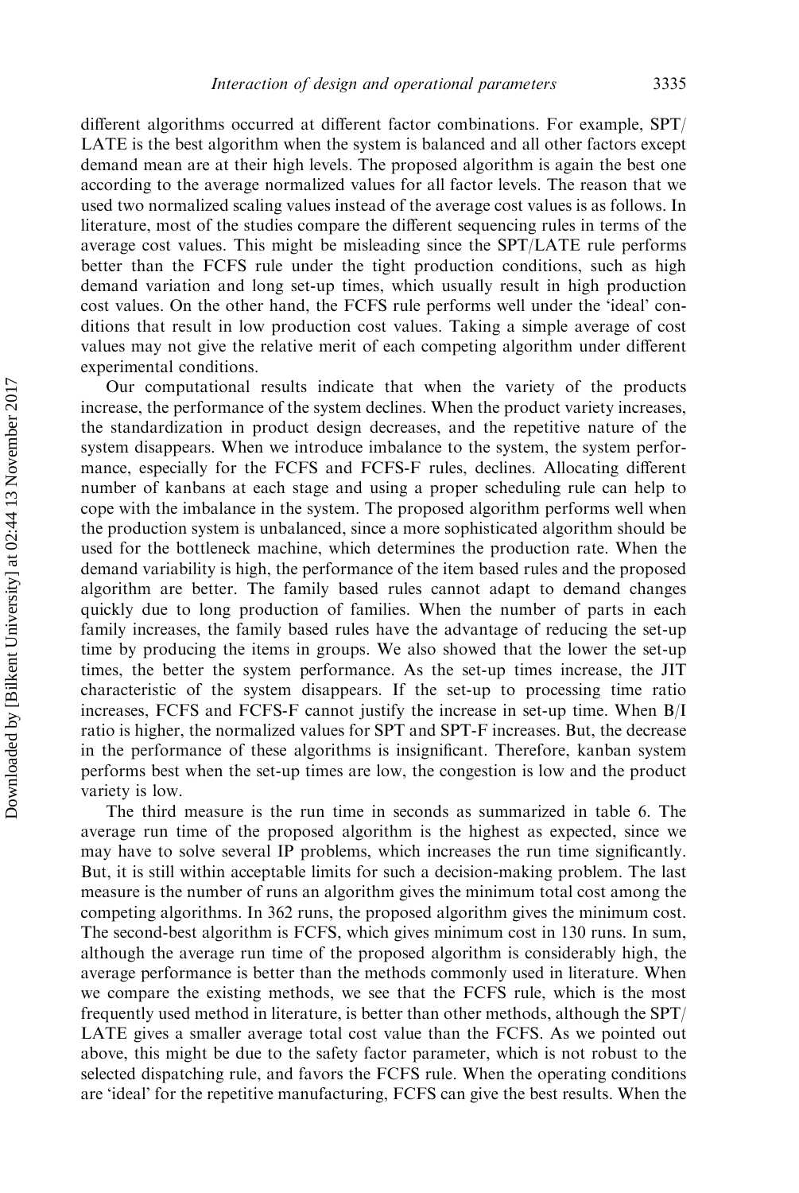different algorithms occurred at different factor combinations. For example, SPT/LATE is the best algorithm when the system is balanced and all other factors except demand mean are at their high levels. The proposed algorithm is again the best one according to the average normalized values for all factor levels. The reason that we used two normalized scaling values instead of the average cost values is as follows. In literature, most of the studies compare the different sequencing rules in terms of the average cost values. This might be misleading since the SPT/LATE rule performs better than the FCFS rule under the tight production conditions, such as high demand variation and long set-up times, which usually result in high production cost values. On the other hand, the FCFS rule performs well under the 'ideal' conditions that result in low production cost values. Taking a simple average of cost values may not give the relative merit of each competing algorithm under different experimental conditions.

Our computational results indicate that when the variety of the products increase, the performance of the system declines. When the product variety increases, the standardization in product design decreases, and the repetitive nature of the system disappears. When we introduce imbalance to the system, the system performance, especially for the FCFS and FCFS-F rules, declines. Allocating different number of kanbans at each stage and using a proper scheduling rule can help to cope with the imbalance in the system. The proposed algorithm performs well when the production system is unbalanced, since a more sophisticated algorithm should be used for the bottleneck machine, which determines the production rate. When the demand variability is high, the performance of the item based rules and the proposed algorithm are better. The family based rules cannot adapt to demand changes quickly due to long production of families. When the number of parts in each family increases, the family based rules have the advantage of reducing the set-up time by producing the items in groups. We also showed that the lower the set-up times, the better the system performance. As the set-up times increase, the JIT characteristic of the system disappears. If the set-up to processing time ratio increases, FCFS and FCFS-F cannot justify the increase in set-up time. When B/I ratio is higher, the normalized values for SPT and SPT-F increases. But, the decrease in the performance of these algorithms is insignificant. Therefore, kanban system performs best when the set-up times are low, the congestion is low and the product variety is low.

The third measure is the run time in seconds as summarized in table 6. The average run time of the proposed algorithm is the highest as expected, since we may have to solve several IP problems, which increases the run time significantly. But, it is still within acceptable limits for such a decision-making problem. The last measure is the number of runs an algorithm gives the minimum total cost among the competing algorithms. In 362 runs, the proposed algorithm gives the minimum cost. The second-best algorithm is FCFS, which gives minimum cost in 130 runs. In sum, although the average run time of the proposed algorithm is considerably high, the average performance is better than the methods commonly used in literature. When we compare the existing methods, we see that the FCFS rule, which is the most frequently used method in literature, is better than other methods, although the SPT/LATE gives a smaller average total cost value than the FCFS. As we pointed out above, this might be due to the safety factor parameter, which is not robust to the selected dispatching rule, and favors the FCFS rule. When the operating conditions are 'ideal' for the repetitive manufacturing, FCFS can give the best results. When the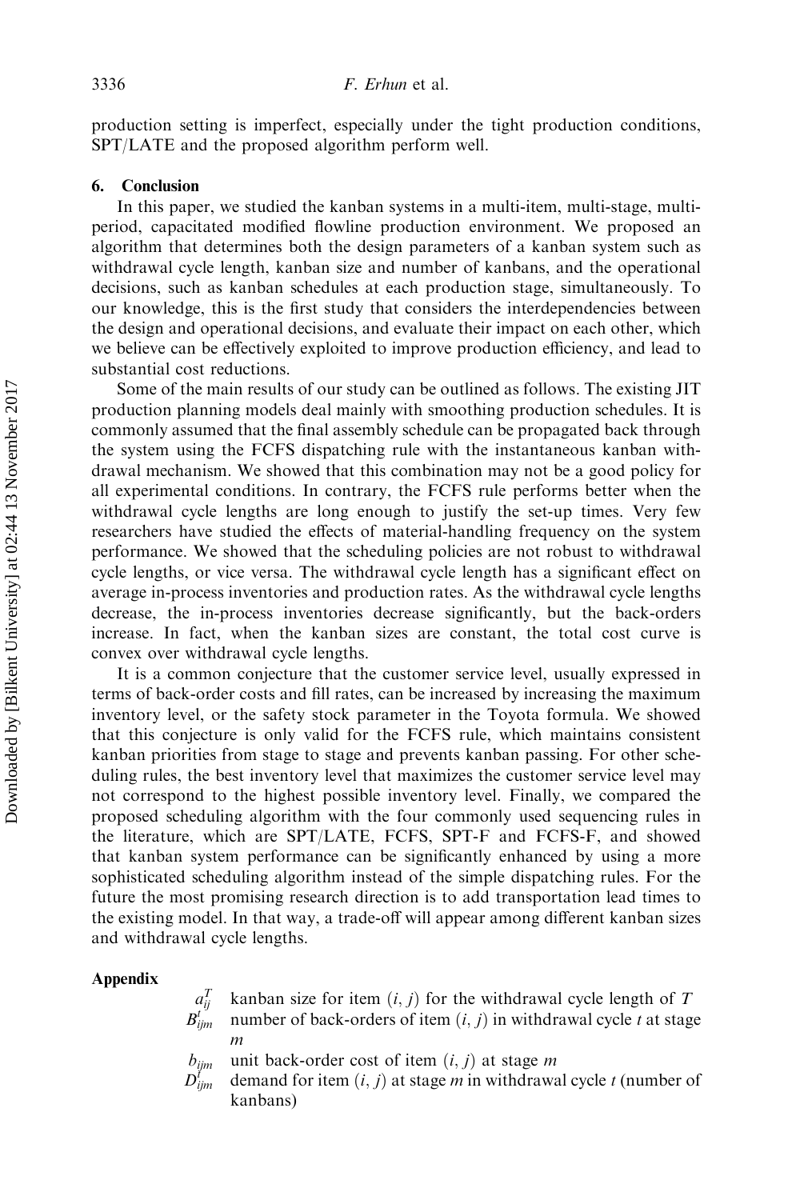production setting is imperfect, especially under the tight production conditions, SPT/LATE and the proposed algorithm perform well.

## 6. Conclusion

In this paper, we studied the kanban systems in a multi-item, multi-stage, multi-period, capacitated modified flowline production environment. We proposed an algorithm that determines both the design parameters of a kanban system such as withdrawal cycle length, kanban size and number of kanbans, and the operational decisions, such as kanban schedules at each production stage, simultaneously. To our knowledge, this is the first study that considers the interdependencies between the design and operational decisions, and evaluate their impact on each other, which we believe can be effectively exploited to improve production efficiency, and lead to substantial cost reductions.

Some of the main results of our study can be outlined as follows. The existing JIT production planning models deal mainly with smoothing production schedules. It is commonly assumed that the final assembly schedule can be propagated back through the system using the FCFS dispatching rule with the instantaneous kanban withdrawal mechanism. We showed that this combination may not be a good policy for all experimental conditions. In contrary, the FCFS rule performs better when the withdrawal cycle lengths are long enough to justify the set-up times. Very few researchers have studied the effects of material-handling frequency on the system performance. We showed that the scheduling policies are not robust to withdrawal cycle lengths, or vice versa. The withdrawal cycle length has a significant effect on average in-process inventories and production rates. As the withdrawal cycle lengths decrease, the in-process inventories decrease significantly, but the back-orders increase. In fact, when the kanban sizes are constant, the total cost curve is convex over withdrawal cycle lengths.

It is a common conjecture that the customer service level, usually expressed in terms of back-order costs and fill rates, can be increased by increasing the maximum inventory level, or the safety stock parameter in the Toyota formula. We showed that this conjecture is only valid for the FCFS rule, which maintains consistent kanban priorities from stage to stage and prevents kanban passing. For other scheduling rules, the best inventory level that maximizes the customer service level may not correspond to the highest possible inventory level. Finally, we compared the proposed scheduling algorithm with the four commonly used sequencing rules in the literature, which are SPT/LATE, FCFS, SPT-F and FCFS-F, and showed that kanban system performance can be significantly enhanced by using a more sophisticated scheduling algorithm instead of the simple dispatching rules. For the future the most promising research direction is to add transportation lead times to the existing model. In that way, a trade-off will appear among different kanban sizes and withdrawal cycle lengths.

## Appendix

$a_{ij}^{T}$ kanban size for item $(i, j)$ for the withdrawal cycle length of $T$

$B_{ijm}^{t}$ number of back-orders of item $(i, j)$ in withdrawal cycle $t$ at stage $m$

$b_{ijm}$ unit back-order cost of item $(i, j)$ at stage $m$

$D_{ijm}^{t}$ demand for item $(i, j)$ at stage $m$ in withdrawal cycle $t$ (number of kanbans)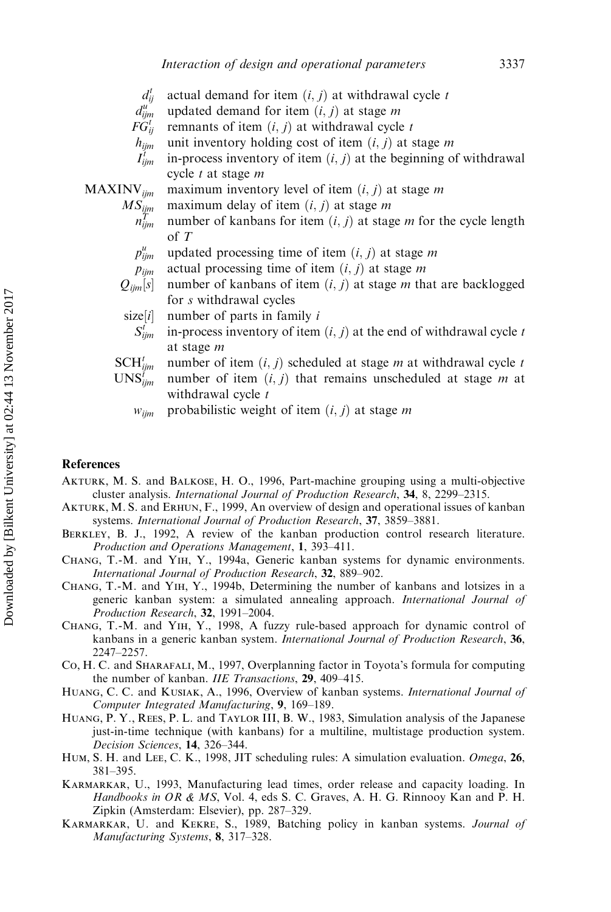$d_{ij}^t$ actual demand for item $(i, j)$ at withdrawal cycle $t$

$d_{ijm}^u$ updated demand for item $(i, j)$ at stage $m$

$FG_{ij}^t$ remnants of item $(i, j)$ at withdrawal cycle $t$

$h_{ijm}$ unit inventory holding cost of item $(i, j)$ at stage $m$

$I_{ijm}^t$ in-process inventory of item $(i, j)$ at the beginning of withdrawal cycle $t$ at stage $m$

$\mathrm{MAXINV}_{ijm}$ maximum inventory level of item $(i, j)$ at stage $m$

$MS_{ijm}$ maximum delay of item $(i, j)$ at stage $m$

$n_{ijm}^T$ number of kanbans for item $(i, j)$ at stage $m$ for the cycle length of $T$

$p_{ijm}^u$ updated processing time of item $(i, j)$ at stage $m$

$p_{ijm}$ actual processing time of item $(i, j)$ at stage $m$

$Q_{ijm}[s]$ number of kanbans of item $(i, j)$ at stage $m$ that are backlogged for $s$ withdrawal cycles

$\mathrm{size}[i]$ number of parts in family $i$

$S_{ijm}^t$ in-process inventory of item $(i, j)$ at the end of withdrawal cycle $t$ at stage $m$

$\mathrm{SCH}_{ijm}^t$ number of item $(i, j)$ scheduled at stage $m$ at withdrawal cycle $t$

$\mathrm{UNS}_{ijm}^t$ number of item $(i, j)$ that remains unscheduled at stage $m$ at withdrawal cycle $t$

$w_{ijm}$ probabilistic weight of item $(i, j)$ at stage $m$

## References

Akturk, M. S. and Balkose, H. O., 1996, Part-machine grouping using a multi-objective cluster analysis. *International Journal of Production Research*, **34**, 8, 2299–2315.

Akturk, M. S. and Erhun, F., 1999, An overview of design and operational issues of kanban systems. *International Journal of Production Research*, **37**, 3859–3881.

Berkley, B. J., 1992, A review of the kanban production control research literature. *Production and Operations Management*, **1**, 393–411.

Chang, T.-M. and Yih, Y., 1994a, Generic kanban systems for dynamic environments. *International Journal of Production Research*, **32**, 889–902.

Chang, T.-M. and Yih, Y., 1994b, Determining the number of kanbans and lotsizes in a generic kanban system: a simulated annealing approach. *International Journal of Production Research*, **32**, 1991–2004.

Chang, T.-M. and Yih, Y., 1998, A fuzzy rule-based approach for dynamic control of kanbans in a generic kanban system. *International Journal of Production Research*, **36**, 2247–2257.

Co, H. C. and Sharafali, M., 1997, Overplanning factor in Toyota's formula for computing the number of kanban. *IIE Transactions*, **29**, 409–415.

Huang, C. C. and Kusiak, A., 1996, Overview of kanban systems. *International Journal of Computer Integrated Manufacturing*, **9**, 169–189.

Huang, P. Y., Rees, P. L. and Taylor III, B. W., 1983, Simulation analysis of the Japanese just-in-time technique (with kanbans) for a multiline, multistage production system. *Decision Sciences*, **14**, 326–344.

Hum, S. H. and Lee, C. K., 1998, JIT scheduling rules: A simulation evaluation. *Omega*, **26**, 381–395.

Karmarkar, U., 1993, Manufacturing lead times, order release and capacity loading. In *Handbooks in OR & MS*, Vol. 4, eds S. C. Graves, A. H. G. Rinnooy Kan and P. H. Zipkin (Amsterdam: Elsevier), pp. 287–329.

Karmarkar, U. and Kekre, S., 1989, Batching policy in kanban systems. *Journal of Manufacturing Systems*, **8**, 317–328.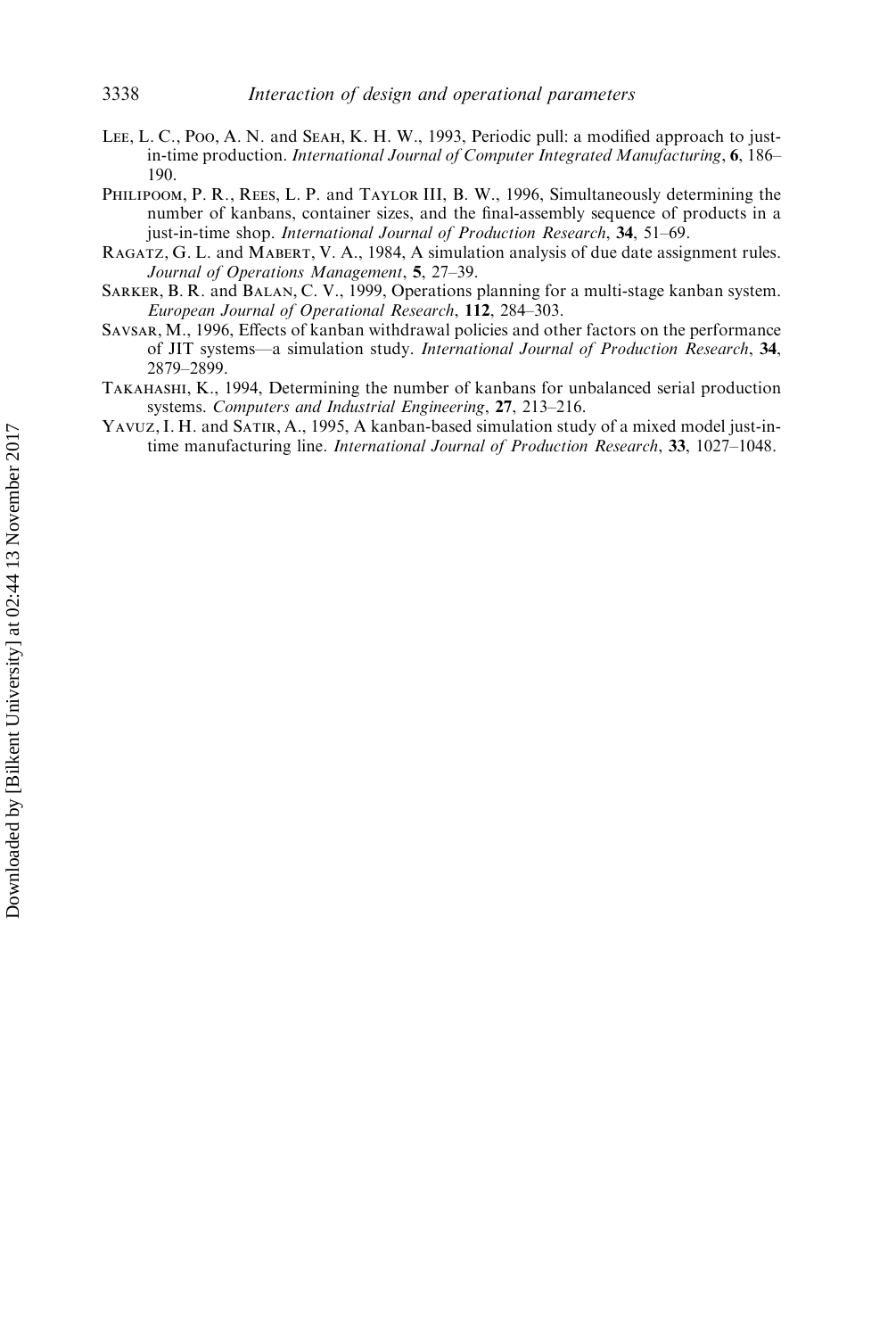Lee, L. C., Poo, A. N. and Seah, K. H. W., 1993, Periodic pull: a modified approach to just-in-time production. *International Journal of Computer Integrated Manufacturing*, **6**, 186–190.

Philipoom, P. R., Rees, L. P. and Taylor III, B. W., 1996, Simultaneously determining the number of kanbans, container sizes, and the final-assembly sequence of products in a just-in-time shop. *International Journal of Production Research*, **34**, 51–69.

Ragatz, G. L. and Mabert, V. A., 1984, A simulation analysis of due date assignment rules. *Journal of Operations Management*, **5**, 27–39.

Sarker, B. R. and Balan, C. V., 1999, Operations planning for a multi-stage kanban system. *European Journal of Operational Research*, **112**, 284–303.

Savsar, M., 1996, Effects of kanban withdrawal policies and other factors on the performance of JIT systems—a simulation study. *International Journal of Production Research*, **34**, 2879–2899.

Takahashi, K., 1994, Determining the number of kanbans for unbalanced serial production systems. *Computers and Industrial Engineering*, **27**, 213–216.

Yavuz, I. H. and Satir, A., 1995, A kanban-based simulation study of a mixed model just-in-time manufacturing line. *International Journal of Production Research*, **33**, 1027–1048.